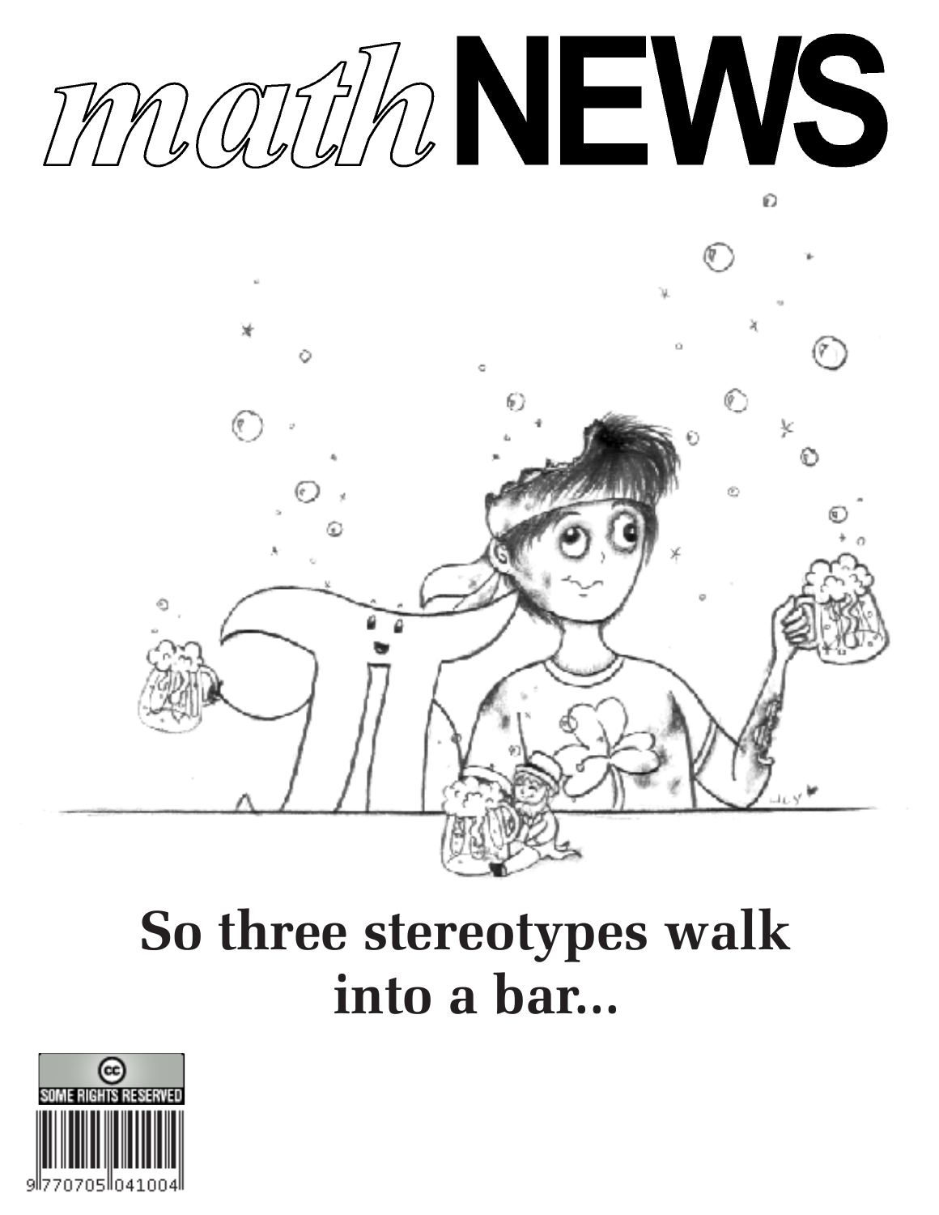# mathNEWS

**So three stereotypes walk into a bar...**

SOME RIGHTS RESERVED

9 770705 041004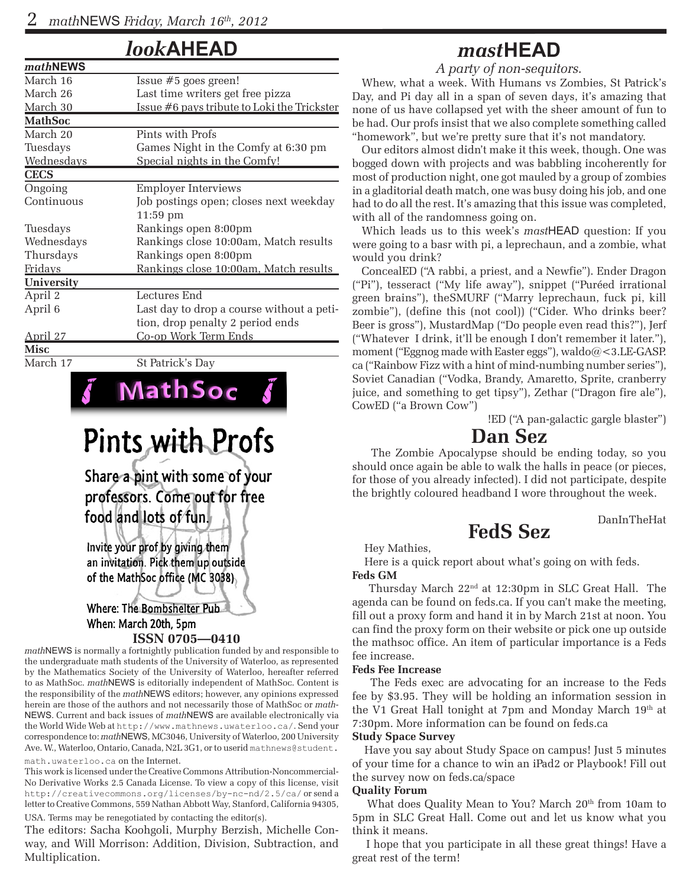## *look*AHEAD

| *math*NEWS | |
|---|---|
| March 16 | Issue #5 goes green! |
| March 26 | Last time writers get free pizza |
| March 30 | Issue #6 pays tribute to Loki the Trickster |
| **MathSoc** | |
| March 20 | Pints with Profs |
| Tuesdays | Games Night in the Comfy at 6:30 pm |
| Wednesdays | Special nights in the Comfy! |
| **CECS** | |
| Ongoing | Employer Interviews |
| Continuous | Job postings open; closes next weekday 11:59 pm |
| Tuesdays | Rankings open 8:00pm |
| Wednesdays | Rankings close 10:00am, Match results |
| Thursdays | Rankings open 8:00pm |
| Fridays | Rankings close 10:00am, Match results |
| **University** | |
| April 2 | Lectures End |
| April 6 | Last day to drop a course without a petition, drop penalty 2 period ends |
| April 27 | Co-op Work Term Ends |
| **Misc** | |
| March 17 | St Patrick's Day |

MathSoc

# Pints with Profs

Share a pint with some of your professors. Come out for free food and lots of fun.

Invite your prof by giving them an invitation. Pick them up outside of the MathSoc office (MC 3038)

Where: The Bombshelter Pub
When: March 20th, 5pm

**ISSN 0705—0410**

*math*NEWS is normally a fortnightly publication funded by and responsible to the undergraduate math students of the University of Waterloo, as represented by the Mathematics Society of the University of Waterloo, hereafter referred to as MathSoc. *math*NEWS is editorially independent of MathSoc. Content is the responsibility of the *math*NEWS editors; however, any opinions expressed herein are those of the authors and not necessarily those of MathSoc or *math*NEWS. Current and back issues of *math*NEWS are available electronically via the World Wide Web at http://www.mathnews.uwaterloo.ca/. Send your correspondence to: *math*NEWS, MC3046, University of Waterloo, 200 University Ave. W., Waterloo, Ontario, Canada, N2L 3G1, or to userid mathnews@student.math.uwaterloo.ca on the Internet.

This work is licensed under the Creative Commons Attribution-Noncommercial-No Derivative Works 2.5 Canada License. To view a copy of this license, visit http://creativecommons.org/licenses/by-nc-nd/2.5/ca/ or send a letter to Creative Commons, 559 Nathan Abbott Way, Stanford, California 94305, USA. Terms may be renegotiated by contacting the editor(s).

The editors: Sacha Koohgoli, Murphy Berzish, Michelle Conway, and Will Morrison: Addition, Division, Subtraction, and Multiplication.

## *mast*HEAD

*A party of non-sequitors.*

Whew, what a week. With Humans vs Zombies, St Patrick's Day, and Pi day all in a span of seven days, it's amazing that none of us have collapsed yet with the sheer amount of fun to be had. Our profs insist that we also complete something called "homework", but we're pretty sure that it's not mandatory.

Our editors almost didn't make it this week, though. One was bogged down with projects and was babbling incoherently for most of production night, one got mauled by a group of zombies in a gladitorial death match, one was busy doing his job, and one had to do all the rest. It's amazing that this issue was completed, with all of the randomness going on.

Which leads us to this week's *mast*HEAD question: If you were going to a basr with pi, a leprechaun, and a zombie, what would you drink?

ConcealED ("A rabbi, a priest, and a Newfie"). Ender Dragon ("Pi"), tesseract ("My life away"), snippet ("Puréed irrational green brains"), theSMURF ("Marry leprechaun, fuck pi, kill zombie"), (define this (not cool)) ("Cider. Who drinks beer? Beer is gross"), MustardMap ("Do people even read this?"), Jerf ("Whatever I drink, it'll be enough I don't remember it later."), moment ("Eggnog made with Easter eggs"), waldo@<3.LE-GASP.ca ("Rainbow Fizz with a hint of mind-numbing number series"), Soviet Canadian ("Vodka, Brandy, Amaretto, Sprite, cranberry juice, and something to get tipsy"), Zethar ("Dragon fire ale"), CowED ("a Brown Cow")

!ED ("A pan-galactic gargle blaster")

## Dan Sez

The Zombie Apocalypse should be ending today, so you should once again be able to walk the halls in peace (or pieces, for those of you already infected). I did not participate, despite the brightly coloured headband I wore throughout the week.

DanInTheHat

## FedS Sez

Hey Mathies,

Here is a quick report about what's going on with feds.

**Feds GM**

Thursday March 22nd at 12:30pm in SLC Great Hall. The agenda can be found on feds.ca. If you can't make the meeting, fill out a proxy form and hand it in by March 21st at noon. You can find the proxy form on their website or pick one up outside the mathsoc office. An item of particular importance is a Feds fee increase.

**Feds Fee Increase**

The Feds exec are advocating for an increase to the Feds fee by $3.95. They will be holding an information session in the V1 Great Hall tonight at 7pm and Monday March 19th at 7:30pm. More information can be found on feds.ca

**Study Space Survey**

Have you say about Study Space on campus! Just 5 minutes of your time for a chance to win an iPad2 or Playbook! Fill out the survey now on feds.ca/space

**Quality Forum**

What does Quality Mean to You? March 20th from 10am to 5pm in SLC Great Hall. Come out and let us know what you think it means.

I hope that you participate in all these great things! Have a great rest of the term!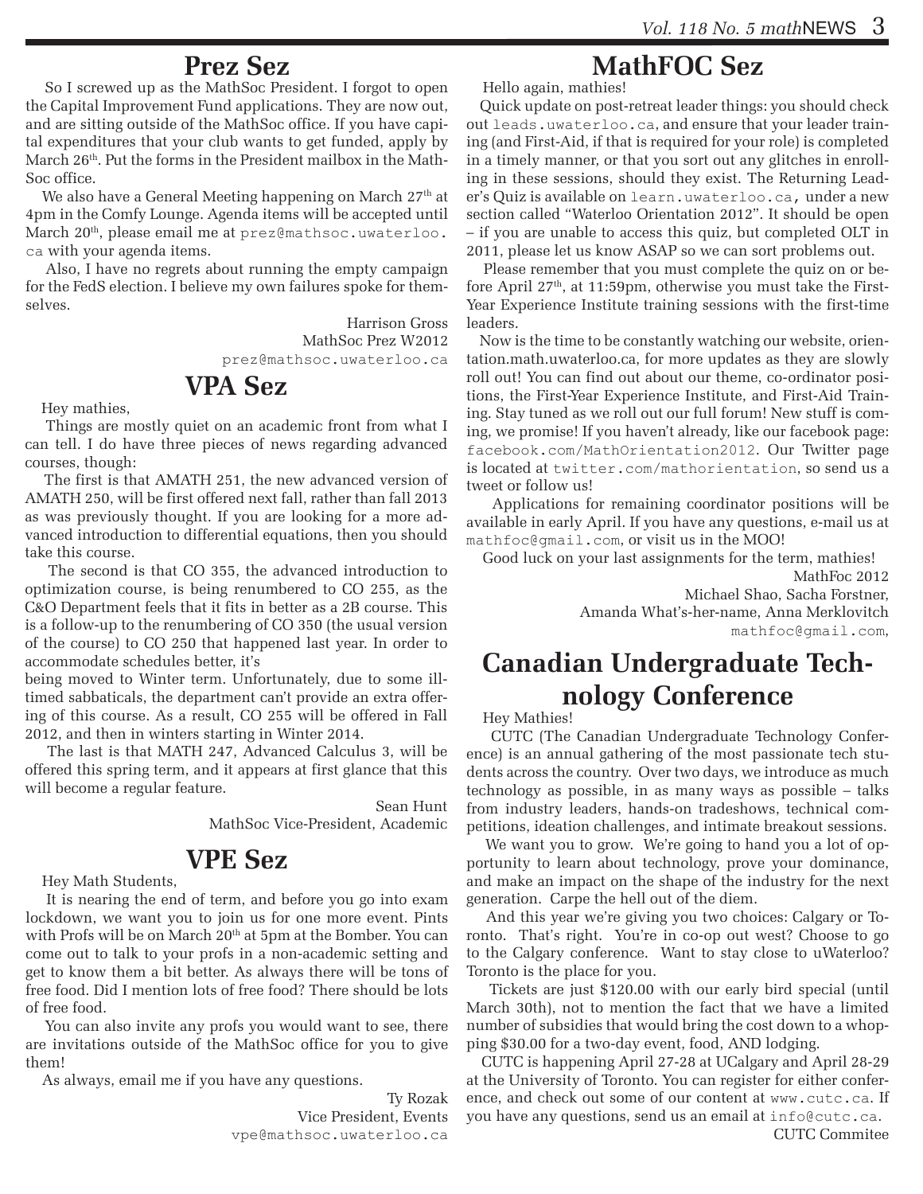## Prez Sez

So I screwed up as the MathSoc President. I forgot to open the Capital Improvement Fund applications. They are now out, and are sitting outside of the MathSoc office. If you have capital expenditures that your club wants to get funded, apply by March 26th. Put the forms in the President mailbox in the MathSoc office.

We also have a General Meeting happening on March 27th at 4pm in the Comfy Lounge. Agenda items will be accepted until March 20th, please email me at prez@mathsoc.uwaterloo.ca with your agenda items.

Also, I have no regrets about running the empty campaign for the FedS election. I believe my own failures spoke for themselves.

Harrison Gross
MathSoc Prez W2012
prez@mathsoc.uwaterloo.ca

## VPA Sez

Hey mathies,

Things are mostly quiet on an academic front from what I can tell. I do have three pieces of news regarding advanced courses, though:

The first is that AMATH 251, the new advanced version of AMATH 250, will be first offered next fall, rather than fall 2013 as was previously thought. If you are looking for a more advanced introduction to differential equations, then you should take this course.

The second is that CO 355, the advanced introduction to optimization course, is being renumbered to CO 255, as the C&O Department feels that it fits in better as a 2B course. This is a follow-up to the renumbering of CO 350 (the usual version of the course) to CO 250 that happened last year. In order to accommodate schedules better, it's being moved to Winter term. Unfortunately, due to some ill-timed sabbaticals, the department can't provide an extra offering of this course. As a result, CO 255 will be offered in Fall 2012, and then in winters starting in Winter 2014.

The last is that MATH 247, Advanced Calculus 3, will be offered this spring term, and it appears at first glance that this will become a regular feature.

Sean Hunt
MathSoc Vice-President, Academic

## VPE Sez

Hey Math Students,

It is nearing the end of term, and before you go into exam lockdown, we want you to join us for one more event. Pints with Profs will be on March 20th at 5pm at the Bomber. You can come out to talk to your profs in a non-academic setting and get to know them a bit better. As always there will be tons of free food. Did I mention lots of free food? There should be lots of free food.

You can also invite any profs you would want to see, there are invitations outside of the MathSoc office for you to give them!

As always, email me if you have any questions.

Ty Rozak
Vice President, Events
vpe@mathsoc.uwaterloo.ca

## MathFOC Sez

Hello again, mathies!

Quick update on post-retreat leader things: you should check out leads.uwaterloo.ca, and ensure that your leader training (and First-Aid, if that is required for your role) is completed in a timely manner, or that you sort out any glitches in enrolling in these sessions, should they exist. The Returning Leader's Quiz is available on learn.uwaterloo.ca, under a new section called "Waterloo Orientation 2012". It should be open – if you are unable to access this quiz, but completed OLT in 2011, please let us know ASAP so we can sort problems out.

Please remember that you must complete the quiz on or before April 27th, at 11:59pm, otherwise you must take the First-Year Experience Institute training sessions with the first-time leaders.

Now is the time to be constantly watching our website, orientation.math.uwaterloo.ca, for more updates as they are slowly roll out! You can find out about our theme, co-ordinator positions, the First-Year Experience Institute, and First-Aid Training. Stay tuned as we roll out our full forum! New stuff is coming, we promise! If you haven't already, like our facebook page: facebook.com/MathOrientation2012. Our Twitter page is located at twitter.com/mathorientation, so send us a tweet or follow us!

Applications for remaining coordinator positions will be available in early April. If you have any questions, e-mail us at mathfoc@gmail.com, or visit us in the MOO!

Good luck on your last assignments for the term, mathies!

MathFoc 2012
Michael Shao, Sacha Forstner,
Amanda What's-her-name, Anna Merklovitch
mathfoc@gmail.com,

## Canadian Undergraduate Technology Conference

Hey Mathies!

CUTC (The Canadian Undergraduate Technology Conference) is an annual gathering of the most passionate tech students across the country. Over two days, we introduce as much technology as possible, in as many ways as possible – talks from industry leaders, hands-on tradeshows, technical competitions, ideation challenges, and intimate breakout sessions.

We want you to grow. We're going to hand you a lot of opportunity to learn about technology, prove your dominance, and make an impact on the shape of the industry for the next generation. Carpe the hell out of the diem.

And this year we're giving you two choices: Calgary or Toronto. That's right. You're in co-op out west? Choose to go to the Calgary conference. Want to stay close to uWaterloo? Toronto is the place for you.

Tickets are just $120.00 with our early bird special (until March 30th), not to mention the fact that we have a limited number of subsidies that would bring the cost down to a whopping $30.00 for a two-day event, food, AND lodging.

CUTC is happening April 27-28 at UCalgary and April 28-29 at the University of Toronto. You can register for either conference, and check out some of our content at www.cutc.ca. If you have any questions, send us an email at info@cutc.ca.

CUTC Commitee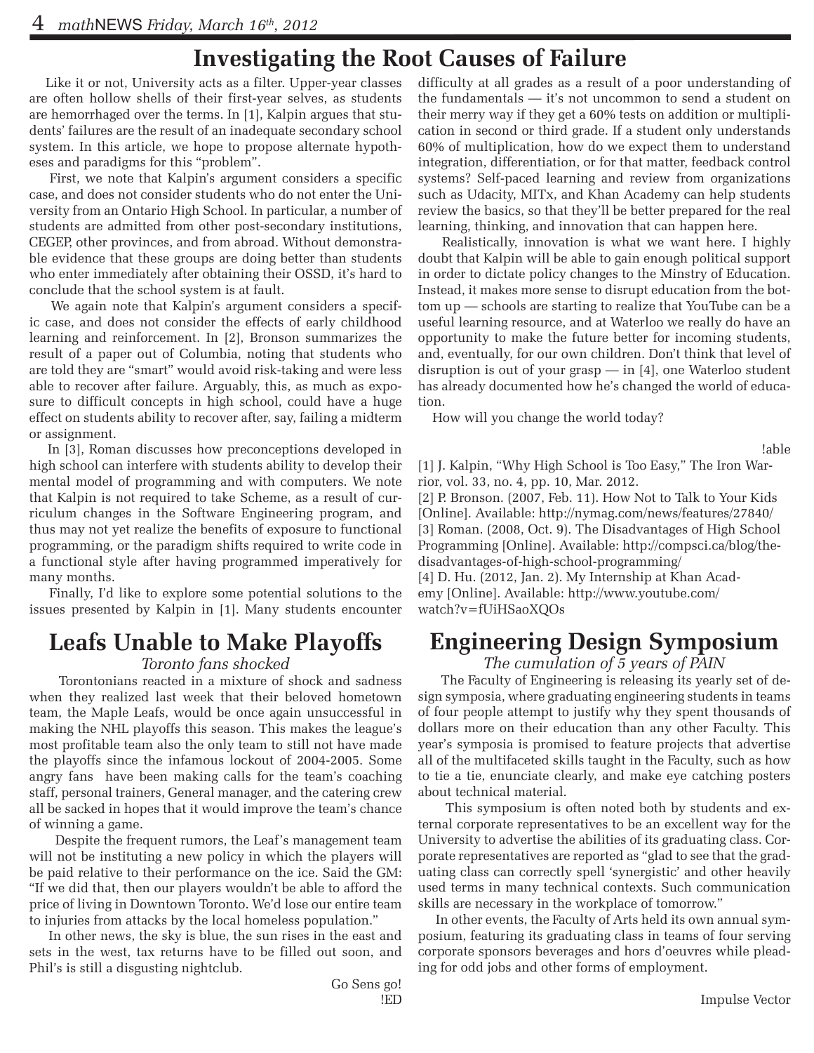# Investigating the Root Causes of Failure

Like it or not, University acts as a filter. Upper-year classes are often hollow shells of their first-year selves, as students are hemorrhaged over the terms. In [1], Kalpin argues that students' failures are the result of an inadequate secondary school system. In this article, we hope to propose alternate hypotheses and paradigms for this "problem".

First, we note that Kalpin's argument considers a specific case, and does not consider students who do not enter the University from an Ontario High School. In particular, a number of students are admitted from other post-secondary institutions, CEGEP, other provinces, and from abroad. Without demonstrable evidence that these groups are doing better than students who enter immediately after obtaining their OSSD, it's hard to conclude that the school system is at fault.

We again note that Kalpin's argument considers a specific case, and does not consider the effects of early childhood learning and reinforcement. In [2], Bronson summarizes the result of a paper out of Columbia, noting that students who are told they are "smart" would avoid risk-taking and were less able to recover after failure. Arguably, this, as much as exposure to difficult concepts in high school, could have a huge effect on students ability to recover after, say, failing a midterm or assignment.

In [3], Roman discusses how preconceptions developed in high school can interfere with students ability to develop their mental model of programming and with computers. We note that Kalpin is not required to take Scheme, as a result of curriculum changes in the Software Engineering program, and thus may not yet realize the benefits of exposure to functional programming, or the paradigm shifts required to write code in a functional style after having programmed imperatively for many months.

Finally, I'd like to explore some potential solutions to the issues presented by Kalpin in [1]. Many students encounter difficulty at all grades as a result of a poor understanding of the fundamentals — it's not uncommon to send a student on their merry way if they get a 60% tests on addition or multiplication in second or third grade. If a student only understands 60% of multiplication, how do we expect them to understand integration, differentiation, or for that matter, feedback control systems? Self-paced learning and review from organizations such as Udacity, MITx, and Khan Academy can help students review the basics, so that they'll be better prepared for the real learning, thinking, and innovation that can happen here.

Realistically, innovation is what we want here. I highly doubt that Kalpin will be able to gain enough political support in order to dictate policy changes to the Minstry of Education. Instead, it makes more sense to disrupt education from the bottom up — schools are starting to realize that YouTube can be a useful learning resource, and at Waterloo we really do have an opportunity to make the future better for incoming students, and, eventually, for our own children. Don't think that level of disruption is out of your grasp — in [4], one Waterloo student has already documented how he's changed the world of education.

How will you change the world today?

!able

[1] J. Kalpin, "Why High School is Too Easy," The Iron Warrior, vol. 33, no. 4, pp. 10, Mar. 2012.
[2] P. Bronson. (2007, Feb. 11). How Not to Talk to Your Kids [Online]. Available: http://nymag.com/news/features/27840/
[3] Roman. (2008, Oct. 9). The Disadvantages of High School Programming [Online]. Available: http://compsci.ca/blog/the-disadvantages-of-high-school-programming/
[4] D. Hu. (2012, Jan. 2). My Internship at Khan Academy [Online]. Available: http://www.youtube.com/watch?v=fUiHSaoXQOs

# Leafs Unable to Make Playoffs

*Toronto fans shocked*

Torontonians reacted in a mixture of shock and sadness when they realized last week that their beloved hometown team, the Maple Leafs, would be once again unsuccessful in making the NHL playoffs this season. This makes the league's most profitable team also the only team to still not have made the playoffs since the infamous lockout of 2004-2005. Some angry fans have been making calls for the team's coaching staff, personal trainers, General manager, and the catering crew all be sacked in hopes that it would improve the team's chance of winning a game.

Despite the frequent rumors, the Leaf's management team will not be instituting a new policy in which the players will be paid relative to their performance on the ice. Said the GM: "If we did that, then our players wouldn't be able to afford the price of living in Downtown Toronto. We'd lose our entire team to injuries from attacks by the local homeless population."

In other news, the sky is blue, the sun rises in the east and sets in the west, tax returns have to be filled out soon, and Phil's is still a disgusting nightclub.

Go Sens go!
!ED

# Engineering Design Symposium

*The cumulation of 5 years of PAIN*

The Faculty of Engineering is releasing its yearly set of design symposia, where graduating engineering students in teams of four people attempt to justify why they spent thousands of dollars more on their education than any other Faculty. This year's symposia is promised to feature projects that advertise all of the multifaceted skills taught in the Faculty, such as how to tie a tie, enunciate clearly, and make eye catching posters about technical material.

This symposium is often noted both by students and external corporate representatives to be an excellent way for the University to advertise the abilities of its graduating class. Corporate representatives are reported as "glad to see that the graduating class can correctly spell 'synergistic' and other heavily used terms in many technical contexts. Such communication skills are necessary in the workplace of tomorrow."

In other events, the Faculty of Arts held its own annual symposium, featuring its graduating class in teams of four serving corporate sponsors beverages and hors d'oeuvres while pleading for odd jobs and other forms of employment.

Impulse Vector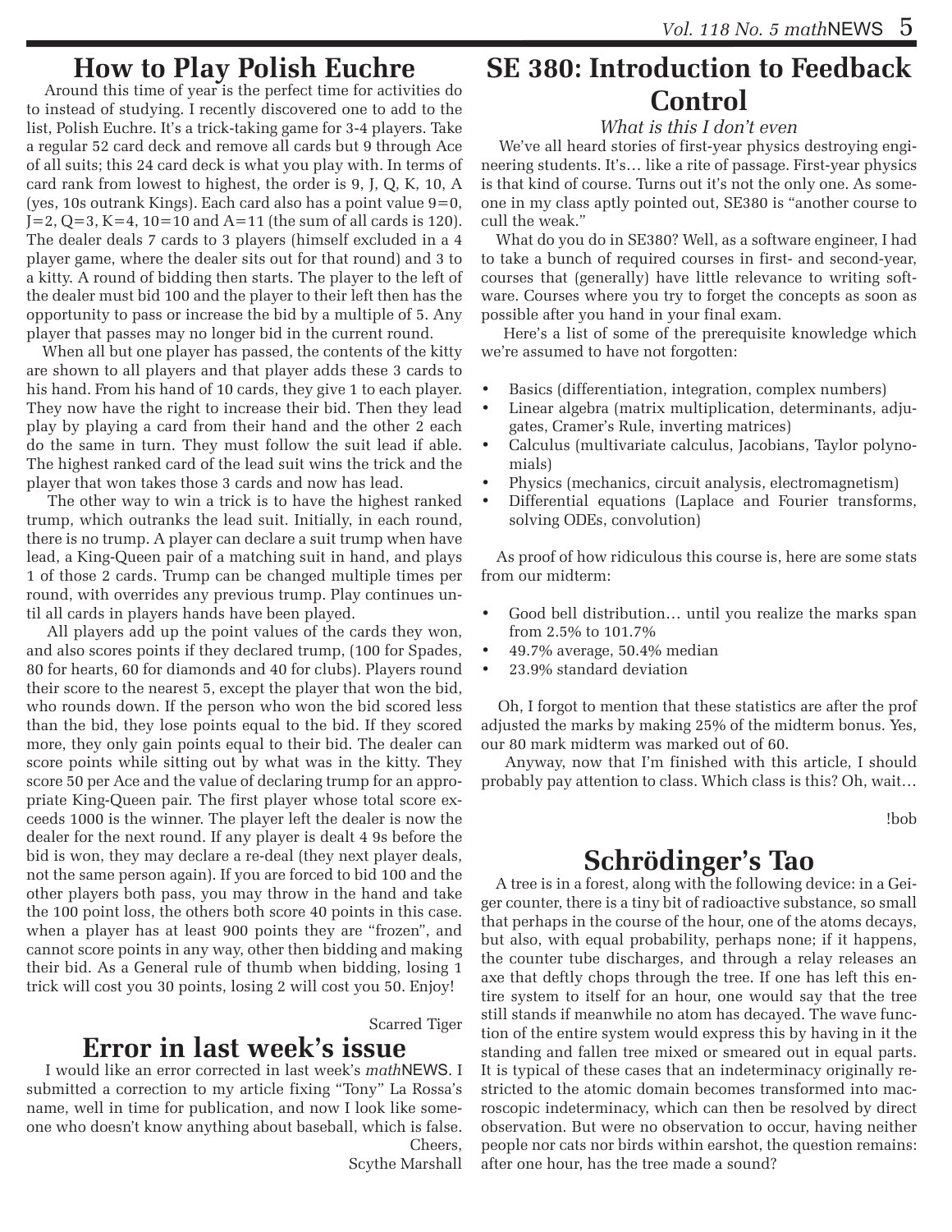## How to Play Polish Euchre

Around this time of year is the perfect time for activities do to instead of studying. I recently discovered one to add to the list, Polish Euchre. It's a trick-taking game for 3-4 players. Take a regular 52 card deck and remove all cards but 9 through Ace of all suits; this 24 card deck is what you play with. In terms of card rank from lowest to highest, the order is 9, J, Q, K, 10, A (yes, 10s outrank Kings). Each card also has a point value 9=0, J=2, Q=3, K=4, 10=10 and A=11 (the sum of all cards is 120). The dealer deals 7 cards to 3 players (himself excluded in a 4 player game, where the dealer sits out for that round) and 3 to a kitty. A round of bidding then starts. The player to the left of the dealer must bid 100 and the player to their left then has the opportunity to pass or increase the bid by a multiple of 5. Any player that passes may no longer bid in the current round.

When all but one player has passed, the contents of the kitty are shown to all players and that player adds these 3 cards to his hand. From his hand of 10 cards, they give 1 to each player. They now have the right to increase their bid. Then they lead play by playing a card from their hand and the other 2 each do the same in turn. They must follow the suit lead if able. The highest ranked card of the lead suit wins the trick and the player that won takes those 3 cards and now has lead.

The other way to win a trick is to have the highest ranked trump, which outranks the lead suit. Initially, in each round, there is no trump. A player can declare a suit trump when have lead, a King-Queen pair of a matching suit in hand, and plays 1 of those 2 cards. Trump can be changed multiple times per round, with overrides any previous trump. Play continues until all cards in players hands have been played.

All players add up the point values of the cards they won, and also scores points if they declared trump, (100 for Spades, 80 for hearts, 60 for diamonds and 40 for clubs). Players round their score to the nearest 5, except the player that won the bid, who rounds down. If the person who won the bid scored less than the bid, they lose points equal to the bid. If they scored more, they only gain points equal to their bid. The dealer can score points while sitting out by what was in the kitty. They score 50 per Ace and the value of declaring trump for an appropriate King-Queen pair. The first player whose total score exceeds 1000 is the winner. The player left the dealer is now the dealer for the next round. If any player is dealt 4 9s before the bid is won, they may declare a re-deal (they next player deals, not the same person again). If you are forced to bid 100 and the other players both pass, you may throw in the hand and take the 100 point loss, the others both score 40 points in this case. when a player has at least 900 points they are "frozen", and cannot score points in any way, other then bidding and making their bid. As a General rule of thumb when bidding, losing 1 trick will cost you 30 points, losing 2 will cost you 50. Enjoy!

Scarred Tiger

## Error in last week's issue

I would like an error corrected in last week's *math*NEWS. I submitted a correction to my article fixing "Tony" La Rossa's name, well in time for publication, and now I look like someone who doesn't know anything about baseball, which is false.

Cheers,
Scythe Marshall

## SE 380: Introduction to Feedback Control

*What is this I don't even*

We've all heard stories of first-year physics destroying engineering students. It's… like a rite of passage. First-year physics is that kind of course. Turns out it's not the only one. As someone in my class aptly pointed out, SE380 is "another course to cull the weak."

What do you do in SE380? Well, as a software engineer, I had to take a bunch of required courses in first- and second-year, courses that (generally) have little relevance to writing software. Courses where you try to forget the concepts as soon as possible after you hand in your final exam.

Here's a list of some of the prerequisite knowledge which we're assumed to have not forgotten:

- Basics (differentiation, integration, complex numbers)
- Linear algebra (matrix multiplication, determinants, adjugates, Cramer's Rule, inverting matrices)
- Calculus (multivariate calculus, Jacobians, Taylor polynomials)
- Physics (mechanics, circuit analysis, electromagnetism)
- Differential equations (Laplace and Fourier transforms, solving ODEs, convolution)

As proof of how ridiculous this course is, here are some stats from our midterm:

- Good bell distribution… until you realize the marks span from 2.5% to 101.7%
- 49.7% average, 50.4% median
- 23.9% standard deviation

Oh, I forgot to mention that these statistics are after the prof adjusted the marks by making 25% of the midterm bonus. Yes, our 80 mark midterm was marked out of 60.

Anyway, now that I'm finished with this article, I should probably pay attention to class. Which class is this? Oh, wait…

!bob

## Schrödinger's Tao

A tree is in a forest, along with the following device: in a Geiger counter, there is a tiny bit of radioactive substance, so small that perhaps in the course of the hour, one of the atoms decays, but also, with equal probability, perhaps none; if it happens, the counter tube discharges, and through a relay releases an axe that deftly chops through the tree. If one has left this entire system to itself for an hour, one would say that the tree still stands if meanwhile no atom has decayed. The wave function of the entire system would express this by having in it the standing and fallen tree mixed or smeared out in equal parts. It is typical of these cases that an indeterminacy originally restricted to the atomic domain becomes transformed into macroscopic indeterminacy, which can then be resolved by direct observation. But were no observation to occur, having neither people nor cats nor birds within earshot, the question remains: after one hour, has the tree made a sound?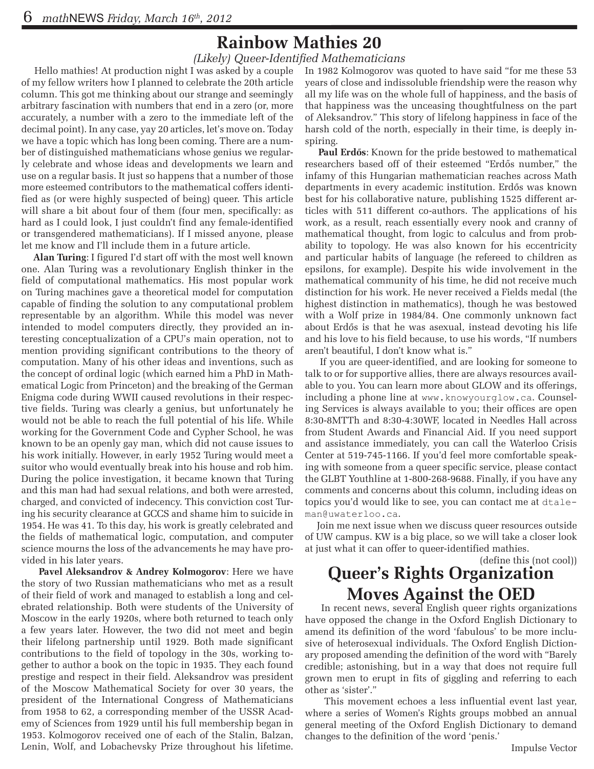# Rainbow Mathies 20

*(Likely) Queer-Identified Mathematicians*

Hello mathies! At production night I was asked by a couple of my fellow writers how I planned to celebrate the 20th article column. This got me thinking about our strange and seemingly arbitrary fascination with numbers that end in a zero (or, more accurately, a number with a zero to the immediate left of the decimal point). In any case, yay 20 articles, let's move on. Today we have a topic which has long been coming. There are a number of distinguished mathematicians whose genius we regularly celebrate and whose ideas and developments we learn and use on a regular basis. It just so happens that a number of those more esteemed contributors to the mathematical coffers identified as (or were highly suspected of being) queer. This article will share a bit about four of them (four men, specifically: as hard as I could look, I just couldn't find any female-identified or transgendered mathematicians). If I missed anyone, please let me know and I'll include them in a future article.

**Alan Turing**: I figured I'd start off with the most well known one. Alan Turing was a revolutionary English thinker in the field of computational mathematics. His most popular work on Turing machines gave a theoretical model for computation capable of finding the solution to any computational problem representable by an algorithm. While this model was never intended to model computers directly, they provided an interesting conceptualization of a CPU's main operation, not to mention providing significant contributions to the theory of computation. Many of his other ideas and inventions, such as the concept of ordinal logic (which earned him a PhD in Mathematical Logic from Princeton) and the breaking of the German Enigma code during WWII caused revolutions in their respective fields. Turing was clearly a genius, but unfortunately he would not be able to reach the full potential of his life. While working for the Government Code and Cypher School, he was known to be an openly gay man, which did not cause issues to his work initially. However, in early 1952 Turing would meet a suitor who would eventually break into his house and rob him. During the police investigation, it became known that Turing and this man had had sexual relations, and both were arrested, charged, and convicted of indecency. This conviction cost Turing his security clearance at GCCS and shame him to suicide in 1954. He was 41. To this day, his work is greatly celebrated and the fields of mathematical logic, computation, and computer science mourns the loss of the advancements he may have provided in his later years.

**Pavel Aleksandrov & Andrey Kolmogorov**: Here we have the story of two Russian mathematicians who met as a result of their field of work and managed to establish a long and celebrated relationship. Both were students of the University of Moscow in the early 1920s, where both returned to teach only a few years later. However, the two did not meet and begin their lifelong partnership until 1929. Both made significant contributions to the field of topology in the 30s, working together to author a book on the topic in 1935. They each found prestige and respect in their field. Aleksandrov was president of the Moscow Mathematical Society for over 30 years, the president of the International Congress of Mathematicians from 1958 to 62, a corresponding member of the USSR Academy of Sciences from 1929 until his full membership began in 1953. Kolmogorov received one of each of the Stalin, Balzan, Lenin, Wolf, and Lobachevsky Prize throughout his lifetime. In 1982 Kolmogorov was quoted to have said "for me these 53 years of close and indissoluble friendship were the reason why all my life was on the whole full of happiness, and the basis of that happiness was the unceasing thoughtfulness on the part of Aleksandrov." This story of lifelong happiness in face of the harsh cold of the north, especially in their time, is deeply inspiring.

**Paul Erdős**: Known for the pride bestowed to mathematical researchers based off of their esteemed "Erdős number," the infamy of this Hungarian mathematician reaches across Math departments in every academic institution. Erdős was known best for his collaborative nature, publishing 1525 different articles with 511 different co-authors. The applications of his work, as a result, reach essentially every nook and cranny of mathematical thought, from logic to calculus and from probability to topology. He was also known for his eccentricity and particular habits of language (he refereed to children as epsilons, for example). Despite his wide involvement in the mathematical community of his time, he did not receive much distinction for his work. He never received a Fields medal (the highest distinction in mathematics), though he was bestowed with a Wolf prize in 1984/84. One commonly unknown fact about Erdős is that he was asexual, instead devoting his life and his love to his field because, to use his words, "If numbers aren't beautiful, I don't know what is."

If you are queer-identified, and are looking for someone to talk to or for supportive allies, there are always resources available to you. You can learn more about GLOW and its offerings, including a phone line at www.knowyourglow.ca. Counseling Services is always available to you; their offices are open 8:30-8MTTh and 8:30-4:30WF, located in Needles Hall across from Student Awards and Financial Aid. If you need support and assistance immediately, you can call the Waterloo Crisis Center at 519-745-1166. If you'd feel more comfortable speaking with someone from a queer specific service, please contact the GLBT Youthline at 1-800-268-9688. Finally, if you have any comments and concerns about this column, including ideas on topics you'd would like to see, you can contact me at dtaleman@uwaterloo.ca.

Join me next issue when we discuss queer resources outside of UW campus. KW is a big place, so we will take a closer look at just what it can offer to queer-identified mathies.

(define this (not cool))

# Queer's Rights Organization Moves Against the OED

In recent news, several English queer rights organizations have opposed the change in the Oxford English Dictionary to amend its definition of the word 'fabulous' to be more inclusive of heterosexual individuals. The Oxford English Dictionary proposed amending the definition of the word with "Barely credible; astonishing, but in a way that does not require full grown men to erupt in fits of giggling and referring to each other as 'sister'."

This movement echoes a less influential event last year, where a series of Women's Rights groups mobbed an annual general meeting of the Oxford English Dictionary to demand changes to the definition of the word 'penis.'

Impulse Vector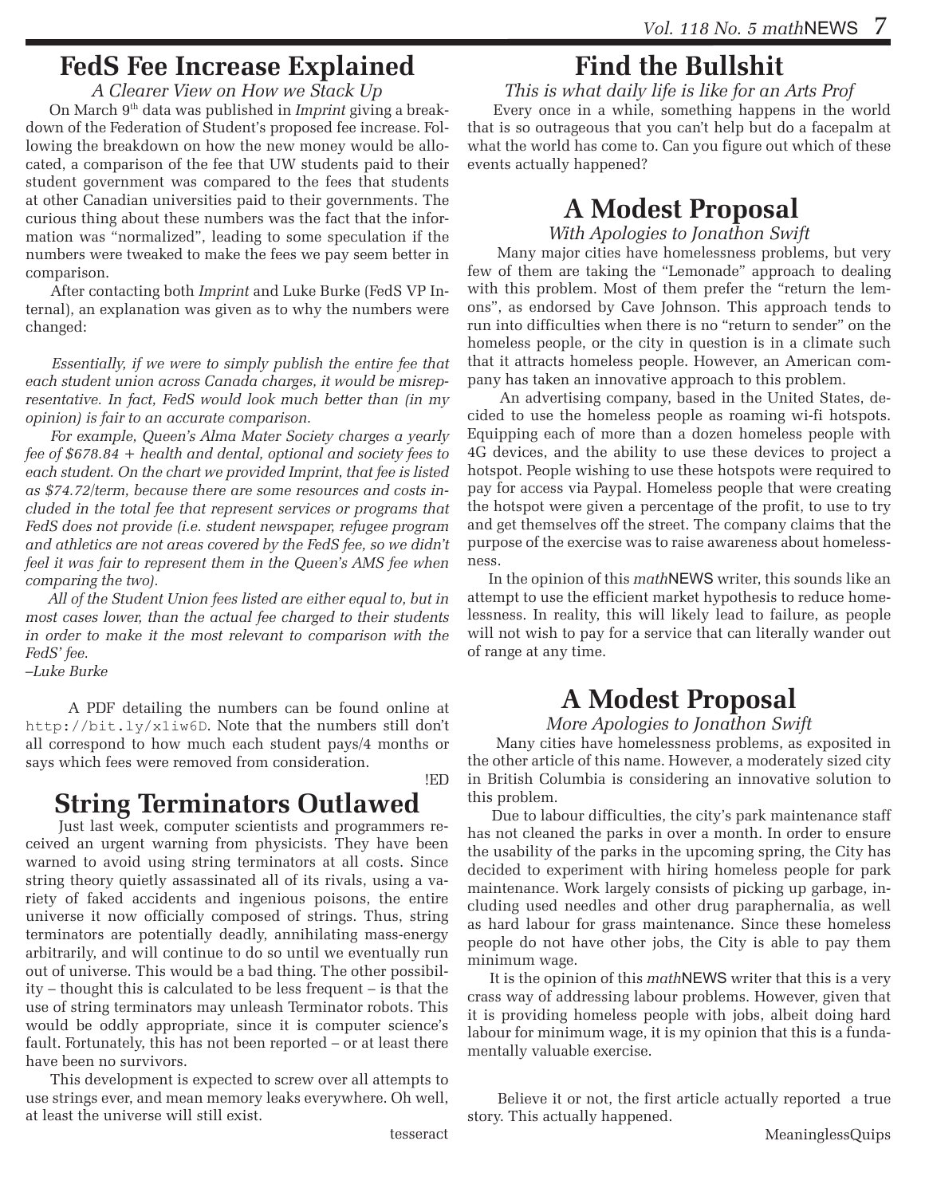# FedS Fee Increase Explained

*A Clearer View on How we Stack Up*

On March 9th data was published in *Imprint* giving a breakdown of the Federation of Student's proposed fee increase. Following the breakdown on how the new money would be allocated, a comparison of the fee that UW students paid to their student government was compared to the fees that students at other Canadian universities paid to their governments. The curious thing about these numbers was the fact that the information was "normalized", leading to some speculation if the numbers were tweaked to make the fees we pay seem better in comparison.

After contacting both *Imprint* and Luke Burke (FedS VP Internal), an explanation was given as to why the numbers were changed:

*Essentially, if we were to simply publish the entire fee that each student union across Canada charges, it would be misrepresentative. In fact, FedS would look much better than (in my opinion) is fair to an accurate comparison.*

*For example, Queen's Alma Mater Society charges a yearly fee of $678.84 + health and dental, optional and society fees to each student. On the chart we provided Imprint, that fee is listed as $74.72/term, because there are some resources and costs included in the total fee that represent services or programs that FedS does not provide (i.e. student newspaper, refugee program and athletics are not areas covered by the FedS fee, so we didn't feel it was fair to represent them in the Queen's AMS fee when comparing the two).*

*All of the Student Union fees listed are either equal to, but in most cases lower, than the actual fee charged to their students in order to make it the most relevant to comparison with the FedS' fee.*

*–Luke Burke*

A PDF detailing the numbers can be found online at http://bit.ly/x1iw6D. Note that the numbers still don't all correspond to how much each student pays/4 months or says which fees were removed from consideration.

!ED

# String Terminators Outlawed

Just last week, computer scientists and programmers received an urgent warning from physicists. They have been warned to avoid using string terminators at all costs. Since string theory quietly assassinated all of its rivals, using a variety of faked accidents and ingenious poisons, the entire universe it now officially composed of strings. Thus, string terminators are potentially deadly, annihilating mass-energy arbitrarily, and will continue to do so until we eventually run out of universe. This would be a bad thing. The other possibility – thought this is calculated to be less frequent – is that the use of string terminators may unleash Terminator robots. This would be oddly appropriate, since it is computer science's fault. Fortunately, this has not been reported – or at least there have been no survivors.

This development is expected to screw over all attempts to use strings ever, and mean memory leaks everywhere. Oh well, at least the universe will still exist.

tesseract

# Find the Bullshit

*This is what daily life is like for an Arts Prof*

Every once in a while, something happens in the world that is so outrageous that you can't help but do a facepalm at what the world has come to. Can you figure out which of these events actually happened?

## A Modest Proposal

*With Apologies to Jonathon Swift*

Many major cities have homelessness problems, but very few of them are taking the "Lemonade" approach to dealing with this problem. Most of them prefer the "return the lemons", as endorsed by Cave Johnson. This approach tends to run into difficulties when there is no "return to sender" on the homeless people, or the city in question is in a climate such that it attracts homeless people. However, an American company has taken an innovative approach to this problem.

An advertising company, based in the United States, decided to use the homeless people as roaming wi-fi hotspots. Equipping each of more than a dozen homeless people with 4G devices, and the ability to use these devices to project a hotspot. People wishing to use these hotspots were required to pay for access via Paypal. Homeless people that were creating the hotspot were given a percentage of the profit, to use to try and get themselves off the street. The company claims that the purpose of the exercise was to raise awareness about homelessness.

In the opinion of this *math*NEWS writer, this sounds like an attempt to use the efficient market hypothesis to reduce homelessness. In reality, this will likely lead to failure, as people will not wish to pay for a service that can literally wander out of range at any time.

## A Modest Proposal

*More Apologies to Jonathon Swift*

Many cities have homelessness problems, as exposited in the other article of this name. However, a moderately sized city in British Columbia is considering an innovative solution to this problem.

Due to labour difficulties, the city's park maintenance staff has not cleaned the parks in over a month. In order to ensure the usability of the parks in the upcoming spring, the City has decided to experiment with hiring homeless people for park maintenance. Work largely consists of picking up garbage, including used needles and other drug paraphernalia, as well as hard labour for grass maintenance. Since these homeless people do not have other jobs, the City is able to pay them minimum wage.

It is the opinion of this *math*NEWS writer that this is a very crass way of addressing labour problems. However, given that it is providing homeless people with jobs, albeit doing hard labour for minimum wage, it is my opinion that this is a fundamentally valuable exercise.

Believe it or not, the first article actually reported a true story. This actually happened.

MeaninglessQuips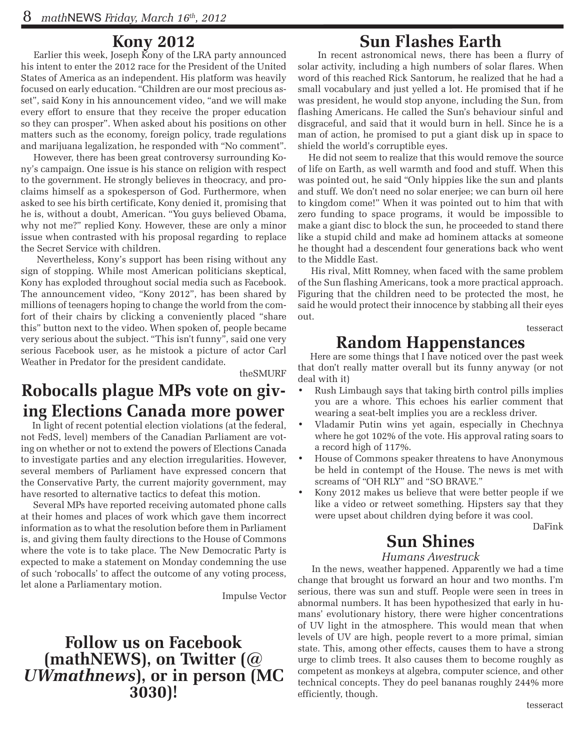## Kony 2012

Earlier this week, Joseph Kony of the LRA party announced his intent to enter the 2012 race for the President of the United States of America as an independent. His platform was heavily focused on early education. "Children are our most precious asset", said Kony in his announcement video, "and we will make every effort to ensure that they receive the proper education so they can prosper". When asked about his positions on other matters such as the economy, foreign policy, trade regulations and marijuana legalization, he responded with "No comment".

However, there has been great controversy surrounding Kony's campaign. One issue is his stance on religion with respect to the government. He strongly believes in theocracy, and proclaims himself as a spokesperson of God. Furthermore, when asked to see his birth certificate, Kony denied it, promising that he is, without a doubt, American. "You guys believed Obama, why not me?" replied Kony. However, these are only a minor issue when contrasted with his proposal regarding to replace the Secret Service with children.

Nevertheless, Kony's support has been rising without any sign of stopping. While most American politicians skeptical, Kony has exploded throughout social media such as Facebook. The announcement video, "Kony 2012", has been shared by millions of teenagers hoping to change the world from the comfort of their chairs by clicking a conveniently placed "share this" button next to the video. When spoken of, people became very serious about the subject. "This isn't funny", said one very serious Facebook user, as he mistook a picture of actor Carl Weather in Predator for the president candidate.

theSMURF

## Robocalls plague MPs vote on giving Elections Canada more power

In light of recent potential election violations (at the federal, not FedS, level) members of the Canadian Parliament are voting on whether or not to extend the powers of Elections Canada to investigate parties and any election irregularities. However, several members of Parliament have expressed concern that the Conservative Party, the current majority government, may have resorted to alternative tactics to defeat this motion.

Several MPs have reported receiving automated phone calls at their homes and places of work which gave them incorrect information as to what the resolution before them in Parliament is, and giving them faulty directions to the House of Commons where the vote is to take place. The New Democratic Party is expected to make a statement on Monday condemning the use of such 'robocalls' to affect the outcome of any voting process, let alone a Parliamentary motion.

Impulse Vector

**Follow us on Facebook (mathNEWS), on Twitter (@*UWmathnews*), or in person (MC 3030)!**

## Sun Flashes Earth

In recent astronomical news, there has been a flurry of solar activity, including a high numbers of solar flares. When word of this reached Rick Santorum, he realized that he had a small vocabulary and just yelled a lot. He promised that if he was president, he would stop anyone, including the Sun, from flashing Americans. He called the Sun's behaviour sinful and disgraceful, and said that it would burn in hell. Since he is a man of action, he promised to put a giant disk up in space to shield the world's corruptible eyes.

He did not seem to realize that this would remove the source of life on Earth, as well warmth and food and stuff. When this was pointed out, he said "Only hippies like the sun and plants and stuff. We don't need no solar enerjee; we can burn oil here to kingdom come!" When it was pointed out to him that with zero funding to space programs, it would be impossible to make a giant disc to block the sun, he proceeded to stand there like a stupid child and make ad hominem attacks at someone he thought had a descendent four generations back who went to the Middle East.

His rival, Mitt Romney, when faced with the same problem of the Sun flashing Americans, took a more practical approach. Figuring that the children need to be protected the most, he said he would protect their innocence by stabbing all their eyes out.

tesseract

## Random Happenstances

Here are some things that I have noticed over the past week that don't really matter overall but its funny anyway (or not deal with it)

- Rush Limbaugh says that taking birth control pills implies you are a whore. This echoes his earlier comment that wearing a seat-belt implies you are a reckless driver.
- Vladamir Putin wins yet again, especially in Chechnya where he got 102% of the vote. His approval rating soars to a record high of 117%.
- House of Commons speaker threatens to have Anonymous be held in contempt of the House. The news is met with screams of "OH RLY" and "SO BRAVE."
- Kony 2012 makes us believe that were better people if we like a video or retweet something. Hipsters say that they were upset about children dying before it was cool.

DaFink

## Sun Shines

*Humans Awestruck*

In the news, weather happened. Apparently we had a time change that brought us forward an hour and two months. I'm serious, there was sun and stuff. People were seen in trees in abnormal numbers. It has been hypothesized that early in humans' evolutionary history, there were higher concentrations of UV light in the atmosphere. This would mean that when levels of UV are high, people revert to a more primal, simian state. This, among other effects, causes them to have a strong urge to climb trees. It also causes them to become roughly as competent as monkeys at algebra, computer science, and other technical concepts. They do peel bananas roughly 244% more efficiently, though.

tesseract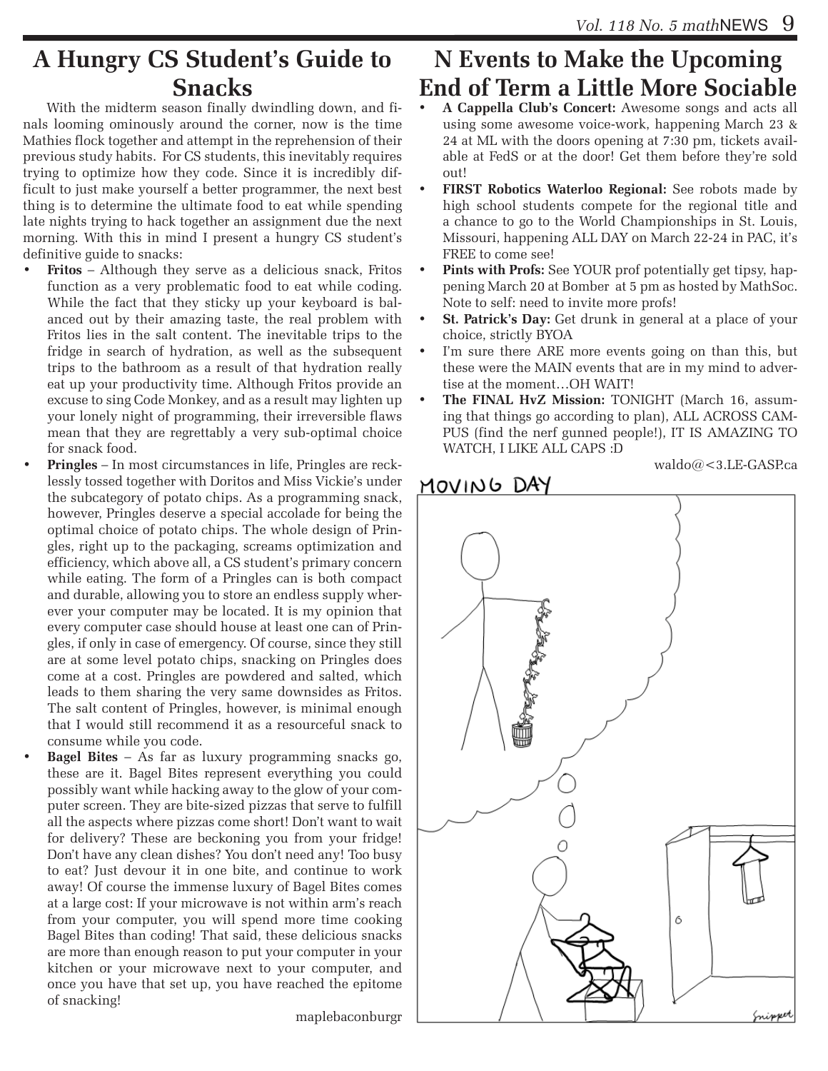# A Hungry CS Student's Guide to Snacks

With the midterm season finally dwindling down, and finals looming ominously around the corner, now is the time Mathies flock together and attempt in the reprehension of their previous study habits. For CS students, this inevitably requires trying to optimize how they code. Since it is incredibly difficult to just make yourself a better programmer, the next best thing is to determine the ultimate food to eat while spending late nights trying to hack together an assignment due the next morning. With this in mind I present a hungry CS student's definitive guide to snacks:

- **Fritos** – Although they serve as a delicious snack, Fritos function as a very problematic food to eat while coding. While the fact that they sticky up your keyboard is balanced out by their amazing taste, the real problem with Fritos lies in the salt content. The inevitable trips to the fridge in search of hydration, as well as the subsequent trips to the bathroom as a result of that hydration really eat up your productivity time. Although Fritos provide an excuse to sing Code Monkey, and as a result may lighten up your lonely night of programming, their irreversible flaws mean that they are regrettably a very sub-optimal choice for snack food.
- **Pringles** – In most circumstances in life, Pringles are recklessly tossed together with Doritos and Miss Vickie's under the subcategory of potato chips. As a programming snack, however, Pringles deserve a special accolade for being the optimal choice of potato chips. The whole design of Pringles, right up to the packaging, screams optimization and efficiency, which above all, a CS student's primary concern while eating. The form of a Pringles can is both compact and durable, allowing you to store an endless supply wherever your computer may be located. It is my opinion that every computer case should house at least one can of Pringles, if only in case of emergency. Of course, since they still are at some level potato chips, snacking on Pringles does come at a cost. Pringles are powdered and salted, which leads to them sharing the very same downsides as Fritos. The salt content of Pringles, however, is minimal enough that I would still recommend it as a resourceful snack to consume while you code.
- **Bagel Bites** – As far as luxury programming snacks go, these are it. Bagel Bites represent everything you could possibly want while hacking away to the glow of your computer screen. They are bite-sized pizzas that serve to fulfill all the aspects where pizzas come short! Don't want to wait for delivery? These are beckoning you from your fridge! Don't have any clean dishes? You don't need any! Too busy to eat? Just devour it in one bite, and continue to work away! Of course the immense luxury of Bagel Bites comes at a large cost: If your microwave is not within arm's reach from your computer, you will spend more time cooking Bagel Bites than coding! That said, these delicious snacks are more than enough reason to put your computer in your kitchen or your microwave next to your computer, and once you have that set up, you have reached the epitome of snacking!

maplebaconburgr

# N Events to Make the Upcoming End of Term a Little More Sociable

- **A Cappella Club's Concert:** Awesome songs and acts all using some awesome voice-work, happening March 23 & 24 at ML with the doors opening at 7:30 pm, tickets available at FedS or at the door! Get them before they're sold out!
- **FIRST Robotics Waterloo Regional:** See robots made by high school students compete for the regional title and a chance to go to the World Championships in St. Louis, Missouri, happening ALL DAY on March 22-24 in PAC, it's FREE to come see!
- **Pints with Profs:** See YOUR prof potentially get tipsy, happening March 20 at Bomber at 5 pm as hosted by MathSoc. Note to self: need to invite more profs!
- **St. Patrick's Day:** Get drunk in general at a place of your choice, strictly BYOA
- I'm sure there ARE more events going on than this, but these were the MAIN events that are in my mind to advertise at the moment…OH WAIT!
- **The FINAL HvZ Mission:** TONIGHT (March 16, assuming that things go according to plan), ALL ACROSS CAMPUS (find the nerf gunned people!), IT IS AMAZING TO WATCH, I LIKE ALL CAPS :D

waldo@<3.LE-GASP.ca

MOVING DAY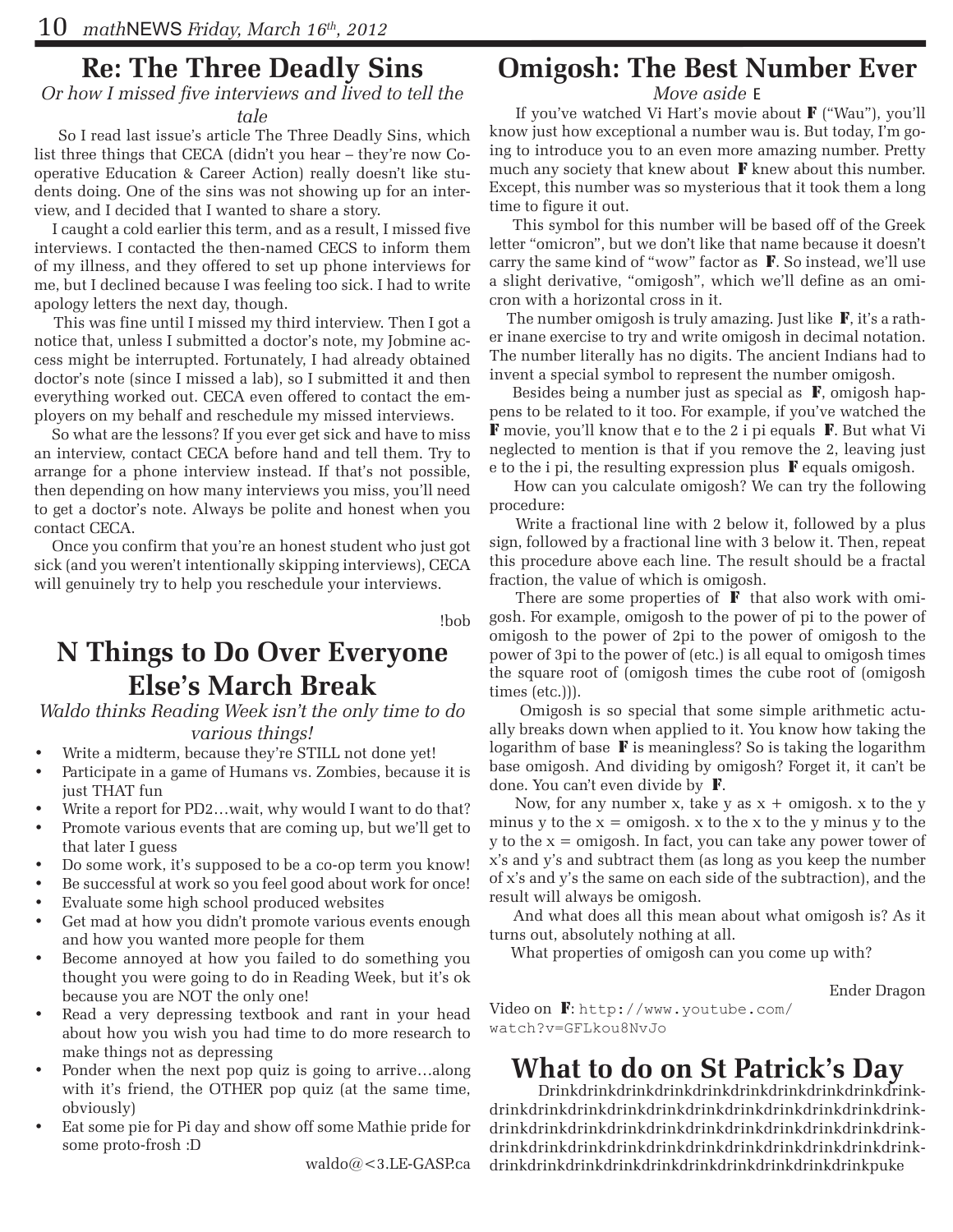## Re: The Three Deadly Sins

*Or how I missed five interviews and lived to tell the tale*

So I read last issue's article The Three Deadly Sins, which list three things that CECA (didn't you hear – they're now Co-operative Education & Career Action) really doesn't like students doing. One of the sins was not showing up for an interview, and I decided that I wanted to share a story.

I caught a cold earlier this term, and as a result, I missed five interviews. I contacted the then-named CECS to inform them of my illness, and they offered to set up phone interviews for me, but I declined because I was feeling too sick. I had to write apology letters the next day, though.

This was fine until I missed my third interview. Then I got a notice that, unless I submitted a doctor's note, my Jobmine access might be interrupted. Fortunately, I had already obtained doctor's note (since I missed a lab), so I submitted it and then everything worked out. CECA even offered to contact the employers on my behalf and reschedule my missed interviews.

So what are the lessons? If you ever get sick and have to miss an interview, contact CECA before hand and tell them. Try to arrange for a phone interview instead. If that's not possible, then depending on how many interviews you miss, you'll need to get a doctor's note. Always be polite and honest when you contact CECA.

Once you confirm that you're an honest student who just got sick (and you weren't intentionally skipping interviews), CECA will genuinely try to help you reschedule your interviews.

!bob

## N Things to Do Over Everyone Else's March Break

*Waldo thinks Reading Week isn't the only time to do various things!*

- Write a midterm, because they're STILL not done yet!
- Participate in a game of Humans vs. Zombies, because it is just THAT fun
- Write a report for PD2…wait, why would I want to do that?
- Promote various events that are coming up, but we'll get to that later I guess
- Do some work, it's supposed to be a co-op term you know!
- Be successful at work so you feel good about work for once!
- Evaluate some high school produced websites
- Get mad at how you didn't promote various events enough and how you wanted more people for them
- Become annoyed at how you failed to do something you thought you were going to do in Reading Week, but it's ok because you are NOT the only one!
- Read a very depressing textbook and rant in your head about how you wish you had time to do more research to make things not as depressing
- Ponder when the next pop quiz is going to arrive…along with it's friend, the OTHER pop quiz (at the same time, obviously)
- Eat some pie for Pi day and show off some Mathie pride for some proto-frosh :D

waldo@<3.LE-GASP.ca

## Omigosh: The Best Number Ever

*Move aside* E

If you've watched Vi Hart's movie about **Ƒ** ("Wau"), you'll know just how exceptional a number wau is. But today, I'm going to introduce you to an even more amazing number. Pretty much any society that knew about **Ƒ** knew about this number. Except, this number was so mysterious that it took them a long time to figure it out.

This symbol for this number will be based off of the Greek letter "omicron", but we don't like that name because it doesn't carry the same kind of "wow" factor as **Ƒ**. So instead, we'll use a slight derivative, "omigosh", which we'll define as an omicron with a horizontal cross in it.

The number omigosh is truly amazing. Just like **Ƒ**, it's a rather inane exercise to try and write omigosh in decimal notation. The number literally has no digits. The ancient Indians had to invent a special symbol to represent the number omigosh.

Besides being a number just as special as **Ƒ**, omigosh happens to be related to it too. For example, if you've watched the **Ƒ** movie, you'll know that e to the 2 i pi equals **Ƒ**. But what Vi neglected to mention is that if you remove the 2, leaving just e to the i pi, the resulting expression plus **Ƒ** equals omigosh.

How can you calculate omigosh? We can try the following procedure:

Write a fractional line with 2 below it, followed by a plus sign, followed by a fractional line with 3 below it. Then, repeat this procedure above each line. The result should be a fractal fraction, the value of which is omigosh.

There are some properties of **Ƒ** that also work with omigosh. For example, omigosh to the power of pi to the power of omigosh to the power of 2pi to the power of omigosh to the power of 3pi to the power of (etc.) is all equal to omigosh times the square root of (omigosh times the cube root of (omigosh times (etc.))).

Omigosh is so special that some simple arithmetic actually breaks down when applied to it. You know how taking the logarithm of base **Ƒ** is meaningless? So is taking the logarithm base omigosh. And dividing by omigosh? Forget it, it can't be done. You can't even divide by **Ƒ**.

Now, for any number x, take y as x + omigosh. x to the y minus y to the x = omigosh. x to the x to the y minus y to the y to the x = omigosh. In fact, you can take any power tower of x's and y's and subtract them (as long as you keep the number of x's and y's the same on each side of the subtraction), and the result will always be omigosh.

And what does all this mean about what omigosh is? As it turns out, absolutely nothing at all.

What properties of omigosh can you come up with?

Ender Dragon

Video on **Ƒ**: `http://www.youtube.com/watch?v=GFLkou8NvJo`

## What to do on St Patrick's Day

Drinkdrinkdrinkdrinkdrinkdrinkdrinkdrinkdrinkdrinkdrinkdrink-drinkdrinkdrinkdrinkdrinkdrinkdrinkdrinkdrinkdrinkdrinkdrink-drinkdrinkdrinkdrinkdrinkdrinkdrinkdrinkdrinkdrinkdrinkdrink-drinkdrinkdrinkdrinkdrinkdrinkdrinkdrinkdrinkdrinkdrinkdrink-drinkdrinkdrinkdrinkdrinkdrinkdrinkdrinkdrinkdrinkpuke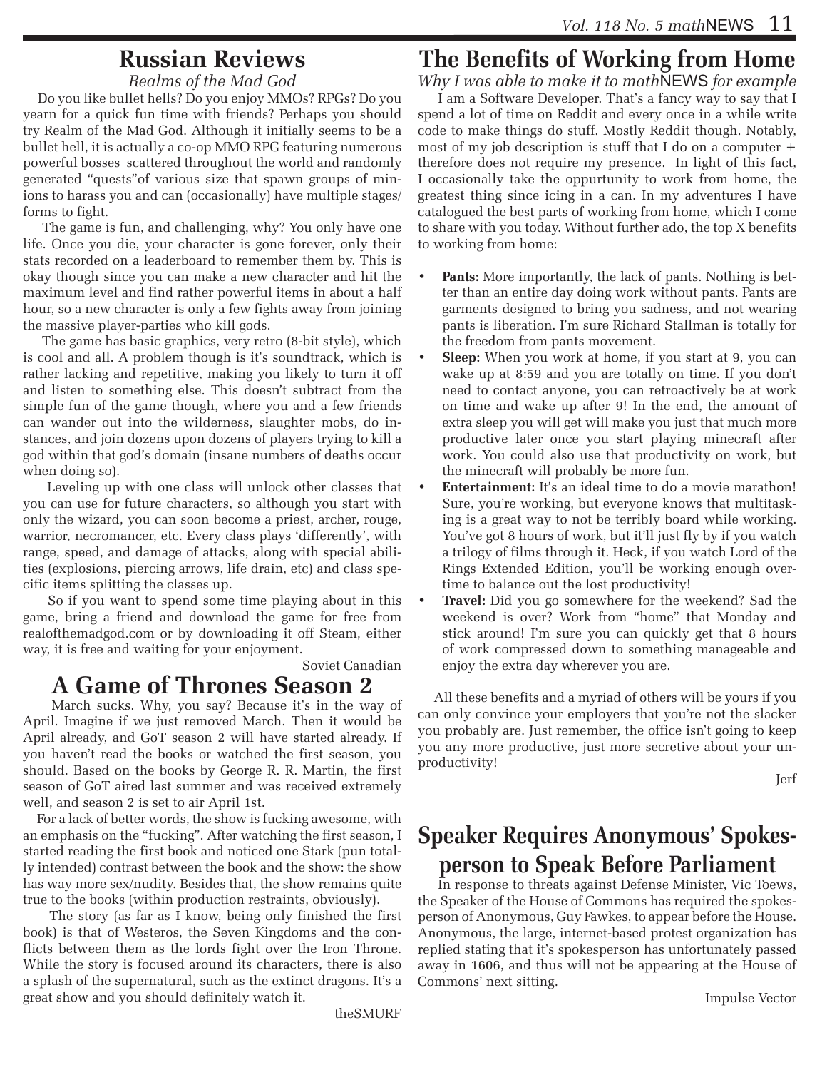## Russian Reviews

*Realms of the Mad God*

Do you like bullet hells? Do you enjoy MMOs? RPGs? Do you yearn for a quick fun time with friends? Perhaps you should try Realm of the Mad God. Although it initially seems to be a bullet hell, it is actually a co-op MMO RPG featuring numerous powerful bosses scattered throughout the world and randomly generated "quests"of various size that spawn groups of minions to harass you and can (occasionally) have multiple stages/ forms to fight.

The game is fun, and challenging, why? You only have one life. Once you die, your character is gone forever, only their stats recorded on a leaderboard to remember them by. This is okay though since you can make a new character and hit the maximum level and find rather powerful items in about a half hour, so a new character is only a few fights away from joining the massive player-parties who kill gods.

The game has basic graphics, very retro (8-bit style), which is cool and all. A problem though is it's soundtrack, which is rather lacking and repetitive, making you likely to turn it off and listen to something else. This doesn't subtract from the simple fun of the game though, where you and a few friends can wander out into the wilderness, slaughter mobs, do instances, and join dozens upon dozens of players trying to kill a god within that god's domain (insane numbers of deaths occur when doing so).

Leveling up with one class will unlock other classes that you can use for future characters, so although you start with only the wizard, you can soon become a priest, archer, rouge, warrior, necromancer, etc. Every class plays 'differently', with range, speed, and damage of attacks, along with special abilities (explosions, piercing arrows, life drain, etc) and class specific items splitting the classes up.

So if you want to spend some time playing about in this game, bring a friend and download the game for free from realofthemadgod.com or by downloading it off Steam, either way, it is free and waiting for your enjoyment.

Soviet Canadian

## A Game of Thrones Season 2

March sucks. Why, you say? Because it's in the way of April. Imagine if we just removed March. Then it would be April already, and GoT season 2 will have started already. If you haven't read the books or watched the first season, you should. Based on the books by George R. R. Martin, the first season of GoT aired last summer and was received extremely well, and season 2 is set to air April 1st.

For a lack of better words, the show is fucking awesome, with an emphasis on the "fucking". After watching the first season, I started reading the first book and noticed one Stark (pun totally intended) contrast between the book and the show: the show has way more sex/nudity. Besides that, the show remains quite true to the books (within production restraints, obviously).

The story (as far as I know, being only finished the first book) is that of Westeros, the Seven Kingdoms and the conflicts between them as the lords fight over the Iron Throne. While the story is focused around its characters, there is also a splash of the supernatural, such as the extinct dragons. It's a great show and you should definitely watch it.

theSMURF

## The Benefits of Working from Home

*Why I was able to make it to mathNEWS for example*

I am a Software Developer. That's a fancy way to say that I spend a lot of time on Reddit and every once in a while write code to make things do stuff. Mostly Reddit though. Notably, most of my job description is stuff that I do on a computer + therefore does not require my presence. In light of this fact, I occasionally take the oppurtunity to work from home, the greatest thing since icing in a can. In my adventures I have catalogued the best parts of working from home, which I come to share with you today. Without further ado, the top X benefits to working from home:

- **Pants:** More importantly, the lack of pants. Nothing is better than an entire day doing work without pants. Pants are garments designed to bring you sadness, and not wearing pants is liberation. I'm sure Richard Stallman is totally for the freedom from pants movement.
- **Sleep:** When you work at home, if you start at 9, you can wake up at 8:59 and you are totally on time. If you don't need to contact anyone, you can retroactively be at work on time and wake up after 9! In the end, the amount of extra sleep you will get will make you just that much more productive later once you start playing minecraft after work. You could also use that productivity on work, but the minecraft will probably be more fun.
- **Entertainment:** It's an ideal time to do a movie marathon! Sure, you're working, but everyone knows that multitasking is a great way to not be terribly board while working. You've got 8 hours of work, but it'll just fly by if you watch a trilogy of films through it. Heck, if you watch Lord of the Rings Extended Edition, you'll be working enough overtime to balance out the lost productivity!
- **Travel:** Did you go somewhere for the weekend? Sad the weekend is over? Work from "home" that Monday and stick around! I'm sure you can quickly get that 8 hours of work compressed down to something manageable and enjoy the extra day wherever you are.

All these benefits and a myriad of others will be yours if you can only convince your employers that you're not the slacker you probably are. Just remember, the office isn't going to keep you any more productive, just more secretive about your unproductivity!

Jerf

## Speaker Requires Anonymous' Spokesperson to Speak Before Parliament

In response to threats against Defense Minister, Vic Toews, the Speaker of the House of Commons has required the spokesperson of Anonymous, Guy Fawkes, to appear before the House. Anonymous, the large, internet-based protest organization has replied stating that it's spokesperson has unfortunately passed away in 1606, and thus will not be appearing at the House of Commons' next sitting.

Impulse Vector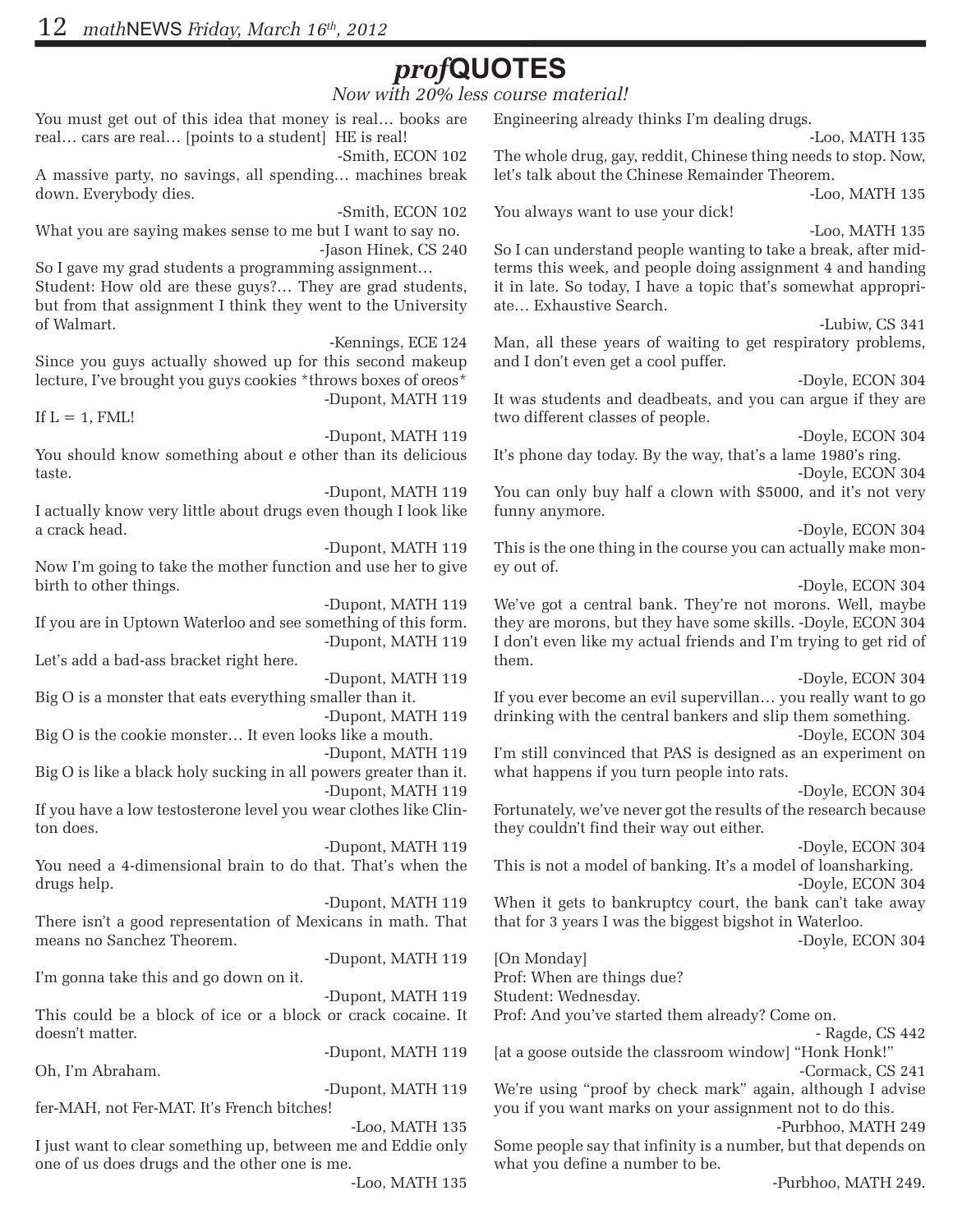# *prof*QUOTES

*Now with 20% less course material!*

You must get out of this idea that money is real… books are real… cars are real… [points to a student] HE is real!

-Smith, ECON 102

A massive party, no savings, all spending… machines break down. Everybody dies.

-Smith, ECON 102

What you are saying makes sense to me but I want to say no.

-Jason Hinek, CS 240

So I gave my grad students a programming assignment…
Student: How old are these guys?… They are grad students, but from that assignment I think they went to the University of Walmart.

-Kennings, ECE 124

Since you guys actually showed up for this second makeup lecture, I've brought you guys cookies *throws boxes of oreos*

-Dupont, MATH 119

If L = 1, FML!

-Dupont, MATH 119

You should know something about e other than its delicious taste.

-Dupont, MATH 119

I actually know very little about drugs even though I look like a crack head.

-Dupont, MATH 119

Now I'm going to take the mother function and use her to give birth to other things.

-Dupont, MATH 119

If you are in Uptown Waterloo and see something of this form.

-Dupont, MATH 119

Let's add a bad-ass bracket right here.

-Dupont, MATH 119

Big O is a monster that eats everything smaller than it.

-Dupont, MATH 119

Big O is the cookie monster… It even looks like a mouth.

-Dupont, MATH 119

Big O is like a black holy sucking in all powers greater than it.

-Dupont, MATH 119

If you have a low testosterone level you wear clothes like Clinton does.

-Dupont, MATH 119

You need a 4-dimensional brain to do that. That's when the drugs help.

-Dupont, MATH 119

There isn't a good representation of Mexicans in math. That means no Sanchez Theorem.

-Dupont, MATH 119

I'm gonna take this and go down on it.

-Dupont, MATH 119

This could be a block of ice or a block or crack cocaine. It doesn't matter.

-Dupont, MATH 119

Oh, I'm Abraham.

-Dupont, MATH 119

fer-MAH, not Fer-MAT. It's French bitches!

-Loo, MATH 135

I just want to clear something up, between me and Eddie only one of us does drugs and the other one is me.

-Loo, MATH 135

Engineering already thinks I'm dealing drugs.

-Loo, MATH 135

The whole drug, gay, reddit, Chinese thing needs to stop. Now, let's talk about the Chinese Remainder Theorem.

-Loo, MATH 135

You always want to use your dick!

-Loo, MATH 135

So I can understand people wanting to take a break, after midterms this week, and people doing assignment 4 and handing it in late. So today, I have a topic that's somewhat appropriate… Exhaustive Search.

-Lubiw, CS 341

Man, all these years of waiting to get respiratory problems, and I don't even get a cool puffer.

-Doyle, ECON 304

It was students and deadbeats, and you can argue if they are two different classes of people.

-Doyle, ECON 304

It's phone day today. By the way, that's a lame 1980's ring.

-Doyle, ECON 304

You can only buy half a clown with $5000, and it's not very funny anymore.

-Doyle, ECON 304

This is the one thing in the course you can actually make money out of.

-Doyle, ECON 304

We've got a central bank. They're not morons. Well, maybe they are morons, but they have some skills. -Doyle, ECON 304

I don't even like my actual friends and I'm trying to get rid of them.

-Doyle, ECON 304

If you ever become an evil supervillan… you really want to go drinking with the central bankers and slip them something.

-Doyle, ECON 304

I'm still convinced that PAS is designed as an experiment on what happens if you turn people into rats.

-Doyle, ECON 304

Fortunately, we've never got the results of the research because they couldn't find their way out either.

-Doyle, ECON 304

This is not a model of banking. It's a model of loansharking.

-Doyle, ECON 304

When it gets to bankruptcy court, the bank can't take away that for 3 years I was the biggest bigshot in Waterloo.

-Doyle, ECON 304

[On Monday]
Prof: When are things due?
Student: Wednesday.
Prof: And you've started them already? Come on.

- Ragde, CS 442

[at a goose outside the classroom window] "Honk Honk!"

-Cormack, CS 241

We're using "proof by check mark" again, although I advise you if you want marks on your assignment not to do this.

-Purbhoo, MATH 249

Some people say that infinity is a number, but that depends on what you define a number to be.

-Purbhoo, MATH 249.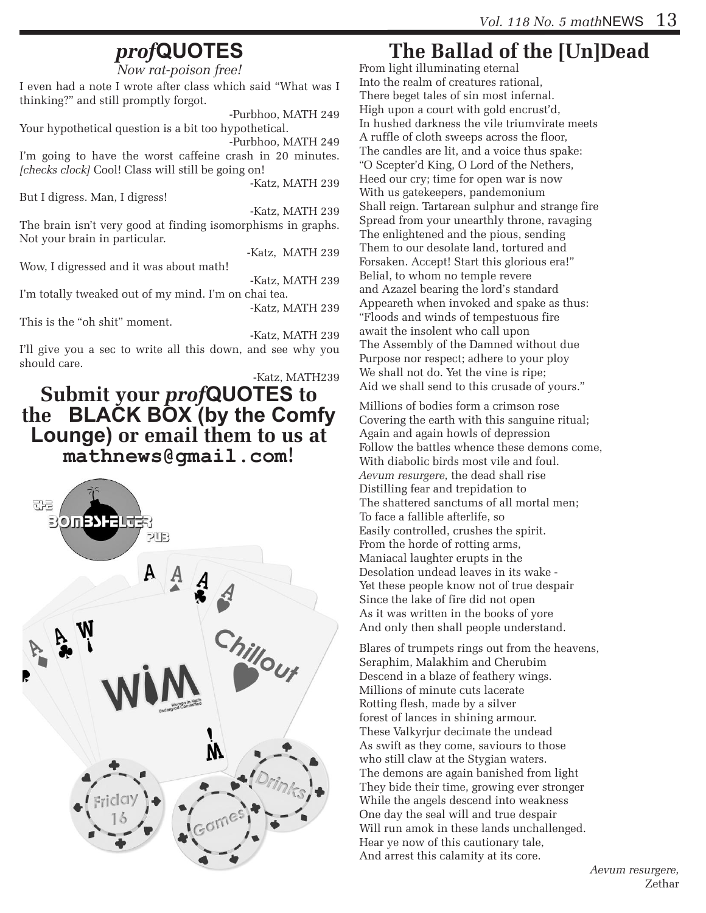## *prof*QUOTES

*Now rat-poison free!*

I even had a note I wrote after class which said "What was I thinking?" and still promptly forgot.

-Purbhoo, MATH 249

Your hypothetical question is a bit too hypothetical.

-Purbhoo, MATH 249

I'm going to have the worst caffeine crash in 20 minutes. *[checks clock]* Cool! Class will still be going on!

-Katz, MATH 239

But I digress. Man, I digress!

-Katz, MATH 239

The brain isn't very good at finding isomorphisms in graphs. Not your brain in particular.

-Katz, MATH 239

Wow, I digressed and it was about math!

-Katz, MATH 239

I'm totally tweaked out of my mind. I'm on chai tea.

-Katz, MATH 239

This is the "oh shit" moment.

-Katz, MATH 239

I'll give you a sec to write all this down, and see why you should care.

-Katz, MATH239

**Submit your *prof*QUOTES to the BLACK BOX (by the Comfy Lounge) or email them to us at `mathnews@gmail.com`!**

## The Ballad of the [Un]Dead

From light illuminating eternal
Into the realm of creatures rational,
There beget tales of sin most infernal.
High upon a court with gold encrust'd,
In hushed darkness the vile triumvirate meets
A ruffle of cloth sweeps across the floor,
The candles are lit, and a voice thus spake:
"O Scepter'd King, O Lord of the Nethers,
Heed our cry; time for open war is now
With us gatekeepers, pandemonium
Shall reign. Tartarean sulphur and strange fire
Spread from your unearthly throne, ravaging
The enlightened and the pious, sending
Them to our desolate land, tortured and
Forsaken. Accept! Start this glorious era!"
Belial, to whom no temple revere
and Azazel bearing the lord's standard
Appeareth when invoked and spake as thus:
"Floods and winds of tempestuous fire
await the insolent who call upon
The Assembly of the Damned without due
Purpose nor respect; adhere to your ploy
We shall not do. Yet the vine is ripe;
Aid we shall send to this crusade of yours."

Millions of bodies form a crimson rose
Covering the earth with this sanguine ritual;
Again and again howls of depression
Follow the battles whence these demons come,
With diabolic birds most vile and foul.
*Aevum resurgere,* the dead shall rise
Distilling fear and trepidation to
The shattered sanctums of all mortal men;
To face a fallible afterlife, so
Easily controlled, crushes the spirit.
From the horde of rotting arms,
Maniacal laughter erupts in the
Desolation undead leaves in its wake -
Yet these people know not of true despair
Since the lake of fire did not open
As it was written in the books of yore
And only then shall people understand.

Blares of trumpets rings out from the heavens,
Seraphim, Malakhim and Cherubim
Descend in a blaze of feathery wings.
Millions of minute cuts lacerate
Rotting flesh, made by a silver
forest of lances in shining armour.
These Valkyrjur decimate the undead
As swift as they come, saviours to those
who still claw at the Stygian waters.
The demons are again banished from light
They bide their time, growing ever stronger
While the angels descend into weakness
One day the seal will and true despair
Will run amok in these lands unchallenged.
Hear ye now of this cautionary tale,
And arrest this calamity at its core.

*Aevum resurgere,*
Zethar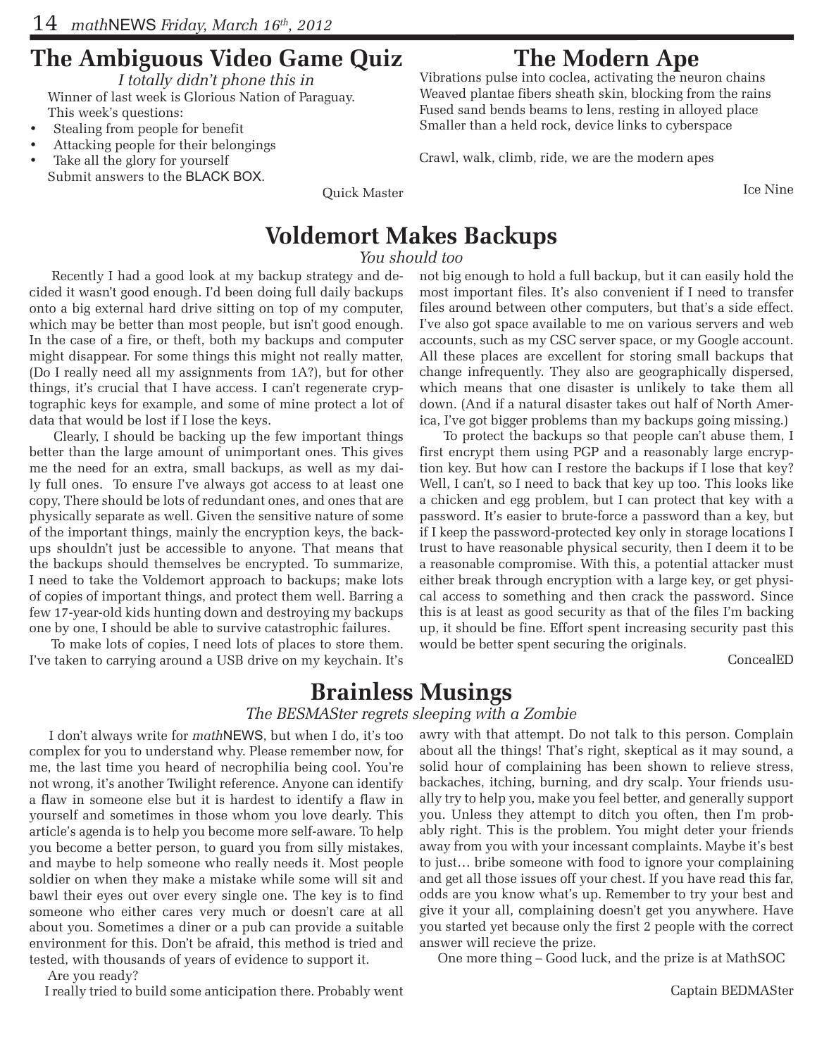## The Ambiguous Video Game Quiz

*I totally didn't phone this in*

Winner of last week is Glorious Nation of Paraguay.

This week's questions:

- Stealing from people for benefit
- Attacking people for their belongings
- Take all the glory for yourself

Submit answers to the BLACK BOX.

Quick Master

## The Modern Ape

Vibrations pulse into coclea, activating the neuron chains
Weaved plantae fibers sheath skin, blocking from the rains
Fused sand bends beams to lens, resting in alloyed place
Smaller than a held rock, device links to cyberspace

Crawl, walk, climb, ride, we are the modern apes

Ice Nine

## Voldemort Makes Backups

*You should too*

Recently I had a good look at my backup strategy and decided it wasn't good enough. I'd been doing full daily backups onto a big external hard drive sitting on top of my computer, which may be better than most people, but isn't good enough. In the case of a fire, or theft, both my backups and computer might disappear. For some things this might not really matter, (Do I really need all my assignments from 1A?), but for other things, it's crucial that I have access. I can't regenerate cryptographic keys for example, and some of mine protect a lot of data that would be lost if I lose the keys.

Clearly, I should be backing up the few important things better than the large amount of unimportant ones. This gives me the need for an extra, small backups, as well as my daily full ones. To ensure I've always got access to at least one copy, There should be lots of redundant ones, and ones that are physically separate as well. Given the sensitive nature of some of the important things, mainly the encryption keys, the backups shouldn't just be accessible to anyone. That means that the backups should themselves be encrypted. To summarize, I need to take the Voldemort approach to backups; make lots of copies of important things, and protect them well. Barring a few 17-year-old kids hunting down and destroying my backups one by one, I should be able to survive catastrophic failures.

To make lots of copies, I need lots of places to store them. I've taken to carrying around a USB drive on my keychain. It's not big enough to hold a full backup, but it can easily hold the most important files. It's also convenient if I need to transfer files around between other computers, but that's a side effect. I've also got space available to me on various servers and web accounts, such as my CSC server space, or my Google account. All these places are excellent for storing small backups that change infrequently. They also are geographically dispersed, which means that one disaster is unlikely to take them all down. (And if a natural disaster takes out half of North America, I've got bigger problems than my backups going missing.)

To protect the backups so that people can't abuse them, I first encrypt them using PGP and a reasonably large encryption key. But how can I restore the backups if I lose that key? Well, I can't, so I need to back that key up too. This looks like a chicken and egg problem, but I can protect that key with a password. It's easier to brute-force a password than a key, but if I keep the password-protected key only in storage locations I trust to have reasonable physical security, then I deem it to be a reasonable compromise. With this, a potential attacker must either break through encryption with a large key, or get physical access to something and then crack the password. Since this is at least as good security as that of the files I'm backing up, it should be fine. Effort spent increasing security past this would be better spent securing the originals.

ConcealED

## Brainless Musings

*The BESMASter regrets sleeping with a Zombie*

I don't always write for *math*NEWS, but when I do, it's too complex for you to understand why. Please remember now, for me, the last time you heard of necrophilia being cool. You're not wrong, it's another Twilight reference. Anyone can identify a flaw in someone else but it is hardest to identify a flaw in yourself and sometimes in those whom you love dearly. This article's agenda is to help you become more self-aware. To help you become a better person, to guard you from silly mistakes, and maybe to help someone who really needs it. Most people soldier on when they make a mistake while some will sit and bawl their eyes out over every single one. The key is to find someone who either cares very much or doesn't care at all about you. Sometimes a diner or a pub can provide a suitable environment for this. Don't be afraid, this method is tried and tested, with thousands of years of evidence to support it.

Are you ready?

I really tried to build some anticipation there. Probably went awry with that attempt. Do not talk to this person. Complain about all the things! That's right, skeptical as it may sound, a solid hour of complaining has been shown to relieve stress, backaches, itching, burning, and dry scalp. Your friends usually try to help you, make you feel better, and generally support you. Unless they attempt to ditch you often, then I'm probably right. This is the problem. You might deter your friends away from you with your incessant complaints. Maybe it's best to just… bribe someone with food to ignore your complaining and get all those issues off your chest. If you have read this far, odds are you know what's up. Remember to try your best and give it your all, complaining doesn't get you anywhere. Have you started yet because only the first 2 people with the correct answer will recieve the prize.

One more thing – Good luck, and the prize is at MathSOC

Captain BEDMASter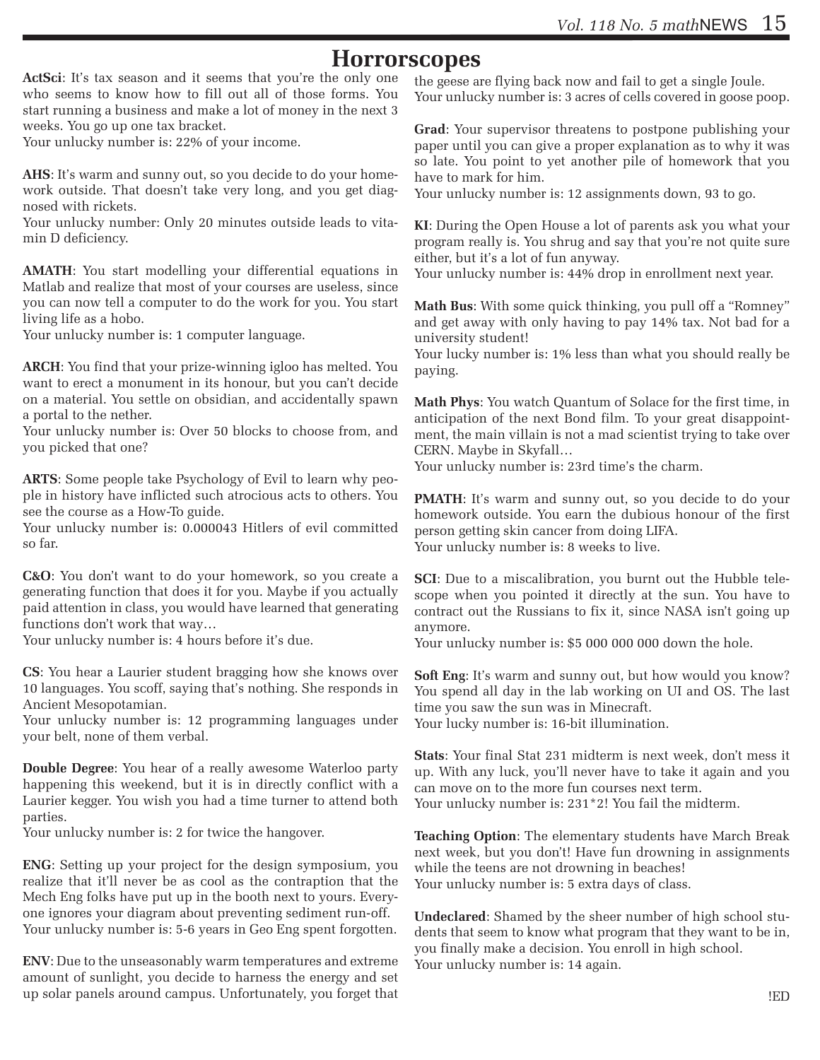# Horrorscopes

**ActSci**: It's tax season and it seems that you're the only one who seems to know how to fill out all of those forms. You start running a business and make a lot of money in the next 3 weeks. You go up one tax bracket.
Your unlucky number is: 22% of your income.

**AHS**: It's warm and sunny out, so you decide to do your homework outside. That doesn't take very long, and you get diagnosed with rickets.
Your unlucky number: Only 20 minutes outside leads to vitamin D deficiency.

**AMATH**: You start modelling your differential equations in Matlab and realize that most of your courses are useless, since you can now tell a computer to do the work for you. You start living life as a hobo.
Your unlucky number is: 1 computer language.

**ARCH**: You find that your prize-winning igloo has melted. You want to erect a monument in its honour, but you can't decide on a material. You settle on obsidian, and accidentally spawn a portal to the nether.
Your unlucky number is: Over 50 blocks to choose from, and you picked that one?

**ARTS**: Some people take Psychology of Evil to learn why people in history have inflicted such atrocious acts to others. You see the course as a How-To guide.
Your unlucky number is: 0.000043 Hitlers of evil committed so far.

**C&O**: You don't want to do your homework, so you create a generating function that does it for you. Maybe if you actually paid attention in class, you would have learned that generating functions don't work that way…
Your unlucky number is: 4 hours before it's due.

**CS**: You hear a Laurier student bragging how she knows over 10 languages. You scoff, saying that's nothing. She responds in Ancient Mesopotamian.
Your unlucky number is: 12 programming languages under your belt, none of them verbal.

**Double Degree**: You hear of a really awesome Waterloo party happening this weekend, but it is in directly conflict with a Laurier kegger. You wish you had a time turner to attend both parties.
Your unlucky number is: 2 for twice the hangover.

**ENG**: Setting up your project for the design symposium, you realize that it'll never be as cool as the contraption that the Mech Eng folks have put up in the booth next to yours. Everyone ignores your diagram about preventing sediment run-off.
Your unlucky number is: 5-6 years in Geo Eng spent forgotten.

**ENV**: Due to the unseasonably warm temperatures and extreme amount of sunlight, you decide to harness the energy and set up solar panels around campus. Unfortunately, you forget that the geese are flying back now and fail to get a single Joule.
Your unlucky number is: 3 acres of cells covered in goose poop.

**Grad**: Your supervisor threatens to postpone publishing your paper until you can give a proper explanation as to why it was so late. You point to yet another pile of homework that you have to mark for him.
Your unlucky number is: 12 assignments down, 93 to go.

**KI**: During the Open House a lot of parents ask you what your program really is. You shrug and say that you're not quite sure either, but it's a lot of fun anyway.
Your unlucky number is: 44% drop in enrollment next year.

**Math Bus**: With some quick thinking, you pull off a "Romney" and get away with only having to pay 14% tax. Not bad for a university student!
Your lucky number is: 1% less than what you should really be paying.

**Math Phys**: You watch Quantum of Solace for the first time, in anticipation of the next Bond film. To your great disappointment, the main villain is not a mad scientist trying to take over CERN. Maybe in Skyfall…
Your unlucky number is: 23rd time's the charm.

**PMATH**: It's warm and sunny out, so you decide to do your homework outside. You earn the dubious honour of the first person getting skin cancer from doing LIFA.
Your unlucky number is: 8 weeks to live.

**SCI**: Due to a miscalibration, you burnt out the Hubble telescope when you pointed it directly at the sun. You have to contract out the Russians to fix it, since NASA isn't going up anymore.
Your unlucky number is: $5 000 000 000 down the hole.

**Soft Eng**: It's warm and sunny out, but how would you know? You spend all day in the lab working on UI and OS. The last time you saw the sun was in Minecraft.
Your lucky number is: 16-bit illumination.

**Stats**: Your final Stat 231 midterm is next week, don't mess it up. With any luck, you'll never have to take it again and you can move on to the more fun courses next term.
Your unlucky number is: 231*2! You fail the midterm.

**Teaching Option**: The elementary students have March Break next week, but you don't! Have fun drowning in assignments while the teens are not drowning in beaches!
Your unlucky number is: 5 extra days of class.

**Undeclared**: Shamed by the sheer number of high school students that seem to know what program that they want to be in, you finally make a decision. You enroll in high school.
Your unlucky number is: 14 again.

!ED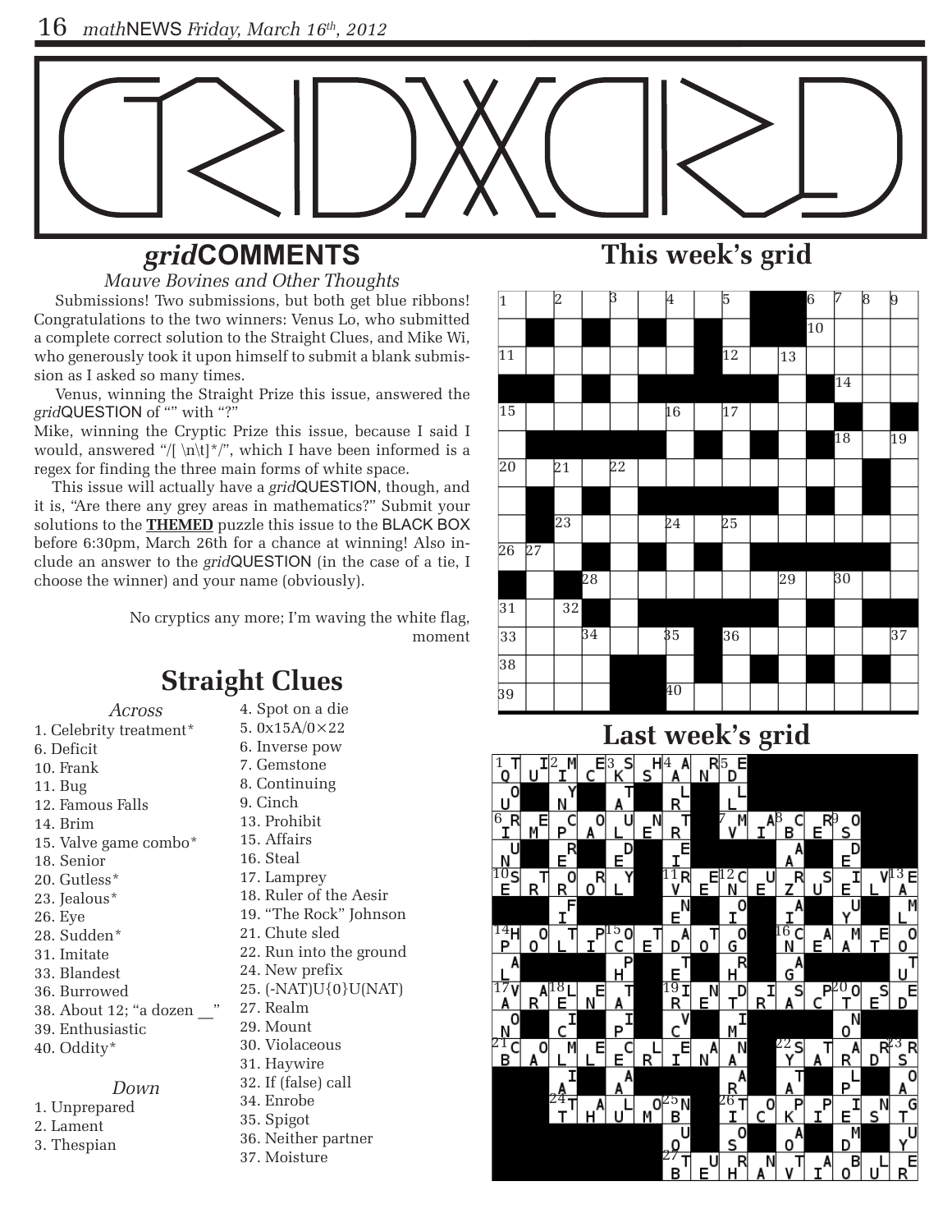# GRIDWORD

## *grid*COMMENTS

*Mauve Bovines and Other Thoughts*

Submissions! Two submissions, but both get blue ribbons! Congratulations to the two winners: Venus Lo, who submitted a complete correct solution to the Straight Clues, and Mike Wi, who generously took it upon himself to submit a blank submission as I asked so many times.

Venus, winning the Straight Prize this issue, answered the *grid*QUESTION of "" with "?"

Mike, winning the Cryptic Prize this issue, because I said I would, answered "/[ \n\t]*/", which I have been informed is a regex for finding the three main forms of white space.

This issue will actually have a *grid*QUESTION, though, and it is, "Are there any grey areas in mathematics?" Submit your solutions to the **THEMED** puzzle this issue to the BLACK BOX before 6:30pm, March 26th for a chance at winning! Also include an answer to the *grid*QUESTION (in the case of a tie, I choose the winner) and your name (obviously).

No cryptics any more; I'm waving the white flag,
moment

## Straight Clues

**Across**

1. Celebrity treatment*
6. Deficit
10. Frank
11. Bug
12. Famous Falls
14. Brim
15. Valve game combo*
18. Senior
20. Gutless*
23. Jealous*
26. Eye
28. Sudden*
31. Imitate
33. Blandest
36. Burrowed
38. About 12; "a dozen __"
39. Enthusiastic
40. Oddity*

**Down**

1. Unprepared
2. Lament
3. Thespian
4. Spot on a die
5. 0x15A/0×22
6. Inverse pow
7. Gemstone
8. Continuing
9. Cinch
13. Prohibit
15. Affairs
16. Steal
17. Lamprey
18. Ruler of the Aesir
19. "The Rock" Johnson
21. Chute sled
22. Run into the ground
24. New prefix
25. (-NAT)U{0}U(NAT)
27. Realm
29. Mount
30. Violaceous
31. Haywire
32. If (false) call
34. Enrobe
35. Spigot
36. Neither partner
37. Moisture

## This week's grid

## Last week's grid